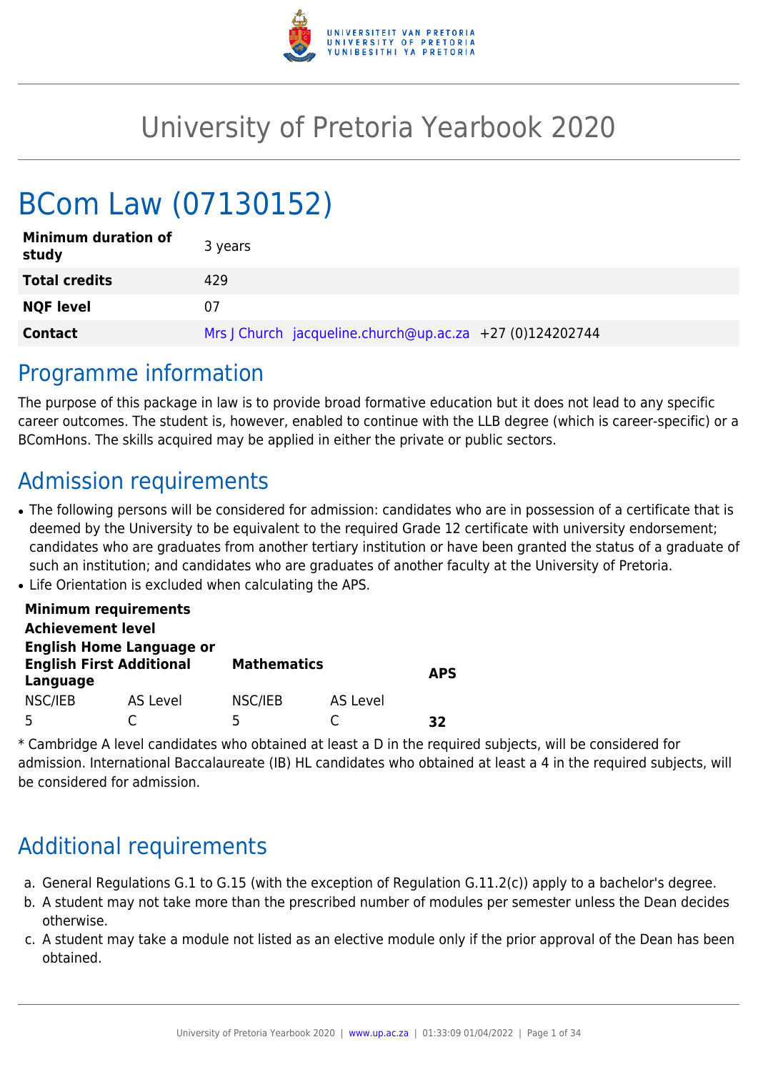# University of Pretoria Yearbook 2020

# BCom Law (07130152)

| | |
|---|---|
| **Minimum duration of study** | 3 years |
| **Total credits** | 429 |
| **NQF level** | 07 |
| **Contact** | Mrs J Church jacqueline.church@up.ac.za +27 (0)124202744 |

## Programme information

The purpose of this package in law is to provide broad formative education but it does not lead to any specific career outcomes. The student is, however, enabled to continue with the LLB degree (which is career-specific) or a BComHons. The skills acquired may be applied in either the private or public sectors.

## Admission requirements

- The following persons will be considered for admission: candidates who are in possession of a certificate that is deemed by the University to be equivalent to the required Grade 12 certificate with university endorsement; candidates who are graduates from another tertiary institution or have been granted the status of a graduate of such an institution; and candidates who are graduates of another faculty at the University of Pretoria.
- Life Orientation is excluded when calculating the APS.

| **Minimum requirements** | | | | |
|---|---|---|---|---|
| **Achievement level** | | | | |
| **English Home Language or English First Additional Language** | | **Mathematics** | | **APS** |
| NSC/IEB | AS Level | NSC/IEB | AS Level | |
| 5 | C | 5 | C | **32** |

* Cambridge A level candidates who obtained at least a D in the required subjects, will be considered for admission. International Baccalaureate (IB) HL candidates who obtained at least a 4 in the required subjects, will be considered for admission.

## Additional requirements

a. General Regulations G.1 to G.15 (with the exception of Regulation G.11.2(c)) apply to a bachelor's degree.
b. A student may not take more than the prescribed number of modules per semester unless the Dean decides otherwise.
c. A student may take a module not listed as an elective module only if the prior approval of the Dean has been obtained.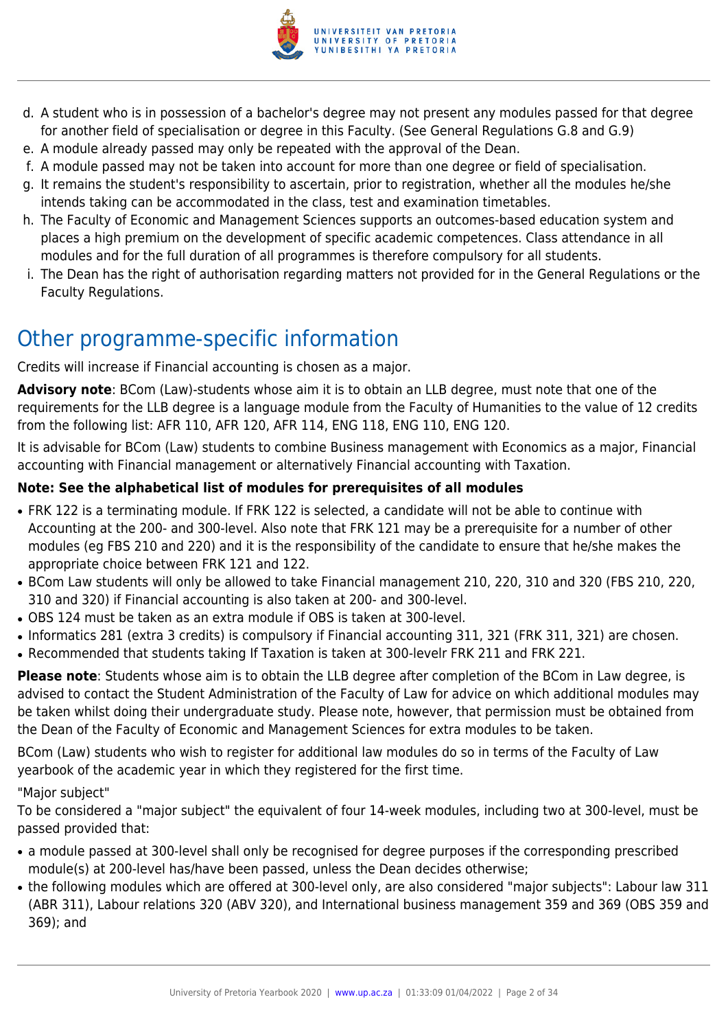d. A student who is in possession of a bachelor's degree may not present any modules passed for that degree for another field of specialisation or degree in this Faculty. (See General Regulations G.8 and G.9)
e. A module already passed may only be repeated with the approval of the Dean.
f. A module passed may not be taken into account for more than one degree or field of specialisation.
g. It remains the student's responsibility to ascertain, prior to registration, whether all the modules he/she intends taking can be accommodated in the class, test and examination timetables.
h. The Faculty of Economic and Management Sciences supports an outcomes-based education system and places a high premium on the development of specific academic competences. Class attendance in all modules and for the full duration of all programmes is therefore compulsory for all students.
i. The Dean has the right of authorisation regarding matters not provided for in the General Regulations or the Faculty Regulations.

## Other programme-specific information

Credits will increase if Financial accounting is chosen as a major.

**Advisory note**: BCom (Law)-students whose aim it is to obtain an LLB degree, must note that one of the requirements for the LLB degree is a language module from the Faculty of Humanities to the value of 12 credits from the following list: AFR 110, AFR 120, AFR 114, ENG 118, ENG 110, ENG 120.

It is advisable for BCom (Law) students to combine Business management with Economics as a major, Financial accounting with Financial management or alternatively Financial accounting with Taxation.

**Note: See the alphabetical list of modules for prerequisites of all modules**

- FRK 122 is a terminating module. If FRK 122 is selected, a candidate will not be able to continue with Accounting at the 200- and 300-level. Also note that FRK 121 may be a prerequisite for a number of other modules (eg FBS 210 and 220) and it is the responsibility of the candidate to ensure that he/she makes the appropriate choice between FRK 121 and 122.
- BCom Law students will only be allowed to take Financial management 210, 220, 310 and 320 (FBS 210, 220, 310 and 320) if Financial accounting is also taken at 200- and 300-level.
- OBS 124 must be taken as an extra module if OBS is taken at 300-level.
- Informatics 281 (extra 3 credits) is compulsory if Financial accounting 311, 321 (FRK 311, 321) are chosen.
- Recommended that students taking If Taxation is taken at 300-levelr FRK 211 and FRK 221.

**Please note**: Students whose aim is to obtain the LLB degree after completion of the BCom in Law degree, is advised to contact the Student Administration of the Faculty of Law for advice on which additional modules may be taken whilst doing their undergraduate study. Please note, however, that permission must be obtained from the Dean of the Faculty of Economic and Management Sciences for extra modules to be taken.

BCom (Law) students who wish to register for additional law modules do so in terms of the Faculty of Law yearbook of the academic year in which they registered for the first time.

"Major subject"

To be considered a "major subject" the equivalent of four 14-week modules, including two at 300-level, must be passed provided that:

- a module passed at 300-level shall only be recognised for degree purposes if the corresponding prescribed module(s) at 200-level has/have been passed, unless the Dean decides otherwise;
- the following modules which are offered at 300-level only, are also considered "major subjects": Labour law 311 (ABR 311), Labour relations 320 (ABV 320), and International business management 359 and 369 (OBS 359 and 369); and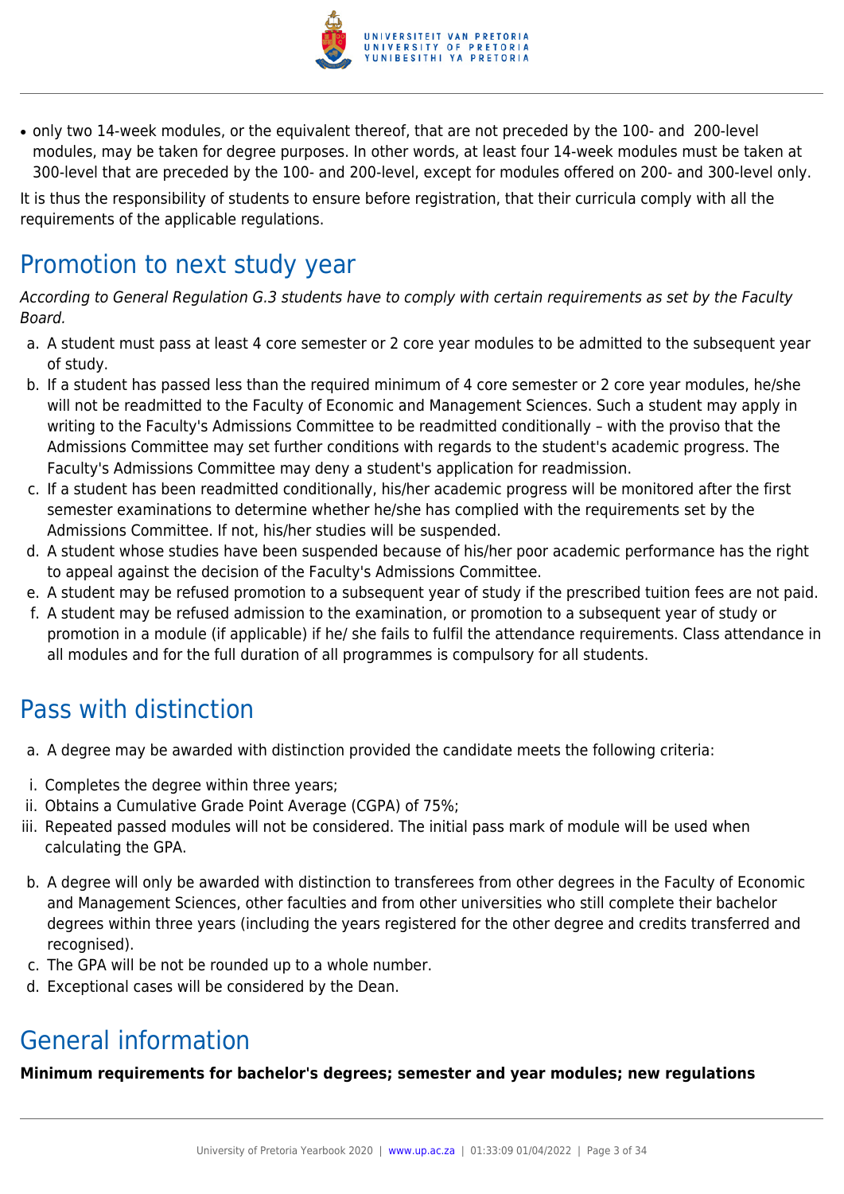- only two 14-week modules, or the equivalent thereof, that are not preceded by the 100- and 200-level modules, may be taken for degree purposes. In other words, at least four 14-week modules must be taken at 300-level that are preceded by the 100- and 200-level, except for modules offered on 200- and 300-level only.

It is thus the responsibility of students to ensure before registration, that their curricula comply with all the requirements of the applicable regulations.

## Promotion to next study year

*According to General Regulation G.3 students have to comply with certain requirements as set by the Faculty Board.*

a. A student must pass at least 4 core semester or 2 core year modules to be admitted to the subsequent year of study.
b. If a student has passed less than the required minimum of 4 core semester or 2 core year modules, he/she will not be readmitted to the Faculty of Economic and Management Sciences. Such a student may apply in writing to the Faculty's Admissions Committee to be readmitted conditionally – with the proviso that the Admissions Committee may set further conditions with regards to the student's academic progress. The Faculty's Admissions Committee may deny a student's application for readmission.
c. If a student has been readmitted conditionally, his/her academic progress will be monitored after the first semester examinations to determine whether he/she has complied with the requirements set by the Admissions Committee. If not, his/her studies will be suspended.
d. A student whose studies have been suspended because of his/her poor academic performance has the right to appeal against the decision of the Faculty's Admissions Committee.
e. A student may be refused promotion to a subsequent year of study if the prescribed tuition fees are not paid.
f. A student may be refused admission to the examination, or promotion to a subsequent year of study or promotion in a module (if applicable) if he/ she fails to fulfil the attendance requirements. Class attendance in all modules and for the full duration of all programmes is compulsory for all students.

## Pass with distinction

a. A degree may be awarded with distinction provided the candidate meets the following criteria:

i. Completes the degree within three years;
ii. Obtains a Cumulative Grade Point Average (CGPA) of 75%;
iii. Repeated passed modules will not be considered. The initial pass mark of module will be used when calculating the GPA.

b. A degree will only be awarded with distinction to transferees from other degrees in the Faculty of Economic and Management Sciences, other faculties and from other universities who still complete their bachelor degrees within three years (including the years registered for the other degree and credits transferred and recognised).
c. The GPA will be not be rounded up to a whole number.
d. Exceptional cases will be considered by the Dean.

## General information

**Minimum requirements for bachelor's degrees; semester and year modules; new regulations**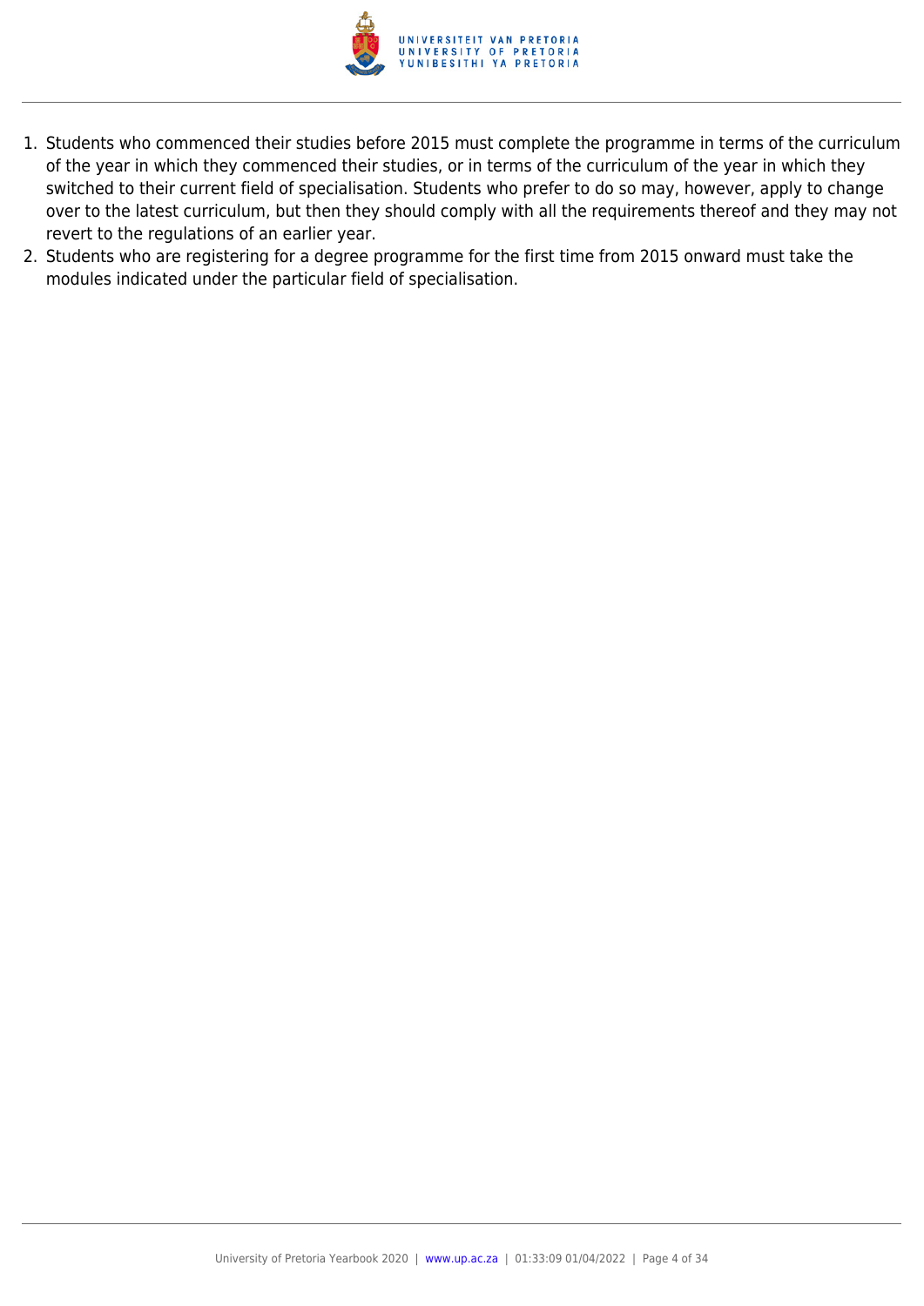1. Students who commenced their studies before 2015 must complete the programme in terms of the curriculum of the year in which they commenced their studies, or in terms of the curriculum of the year in which they switched to their current field of specialisation. Students who prefer to do so may, however, apply to change over to the latest curriculum, but then they should comply with all the requirements thereof and they may not revert to the regulations of an earlier year.
2. Students who are registering for a degree programme for the first time from 2015 onward must take the modules indicated under the particular field of specialisation.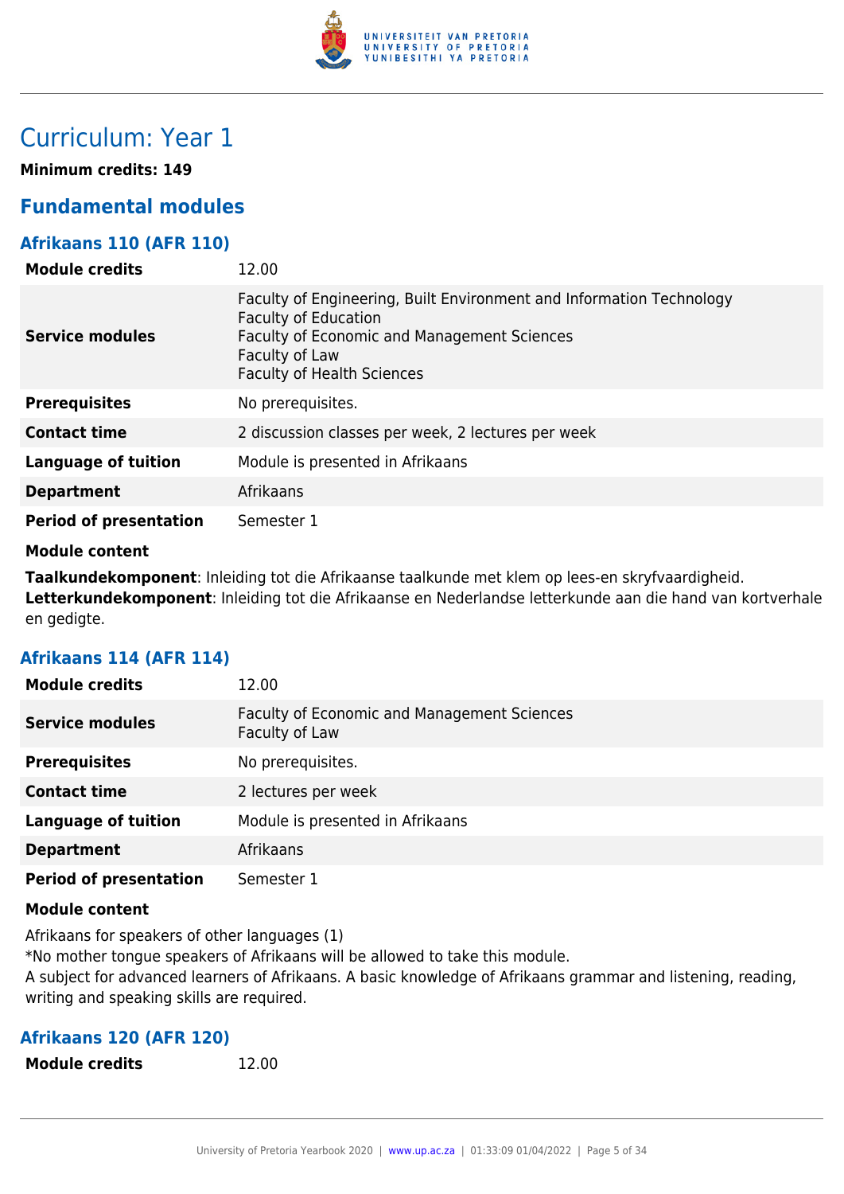# Curriculum: Year 1

**Minimum credits: 149**

## Fundamental modules

### Afrikaans 110 (AFR 110)

| | |
|---|---|
| **Module credits** | 12.00 |
| **Service modules** | Faculty of Engineering, Built Environment and Information Technology<br>Faculty of Education<br>Faculty of Economic and Management Sciences<br>Faculty of Law<br>Faculty of Health Sciences |
| **Prerequisites** | No prerequisites. |
| **Contact time** | 2 discussion classes per week, 2 lectures per week |
| **Language of tuition** | Module is presented in Afrikaans |
| **Department** | Afrikaans |
| **Period of presentation** | Semester 1 |

**Module content**

**Taalkundekomponent**: Inleiding tot die Afrikaanse taalkunde met klem op lees-en skryfvaardigheid.
**Letterkundekomponent**: Inleiding tot die Afrikaanse en Nederlandse letterkunde aan die hand van kortverhale en gedigte.

### Afrikaans 114 (AFR 114)

| | |
|---|---|
| **Module credits** | 12.00 |
| **Service modules** | Faculty of Economic and Management Sciences<br>Faculty of Law |
| **Prerequisites** | No prerequisites. |
| **Contact time** | 2 lectures per week |
| **Language of tuition** | Module is presented in Afrikaans |
| **Department** | Afrikaans |
| **Period of presentation** | Semester 1 |

**Module content**

Afrikaans for speakers of other languages (1)
*No mother tongue speakers of Afrikaans will be allowed to take this module.
A subject for advanced learners of Afrikaans. A basic knowledge of Afrikaans grammar and listening, reading, writing and speaking skills are required.

### Afrikaans 120 (AFR 120)

| | |
|---|---|
| **Module credits** | 12.00 |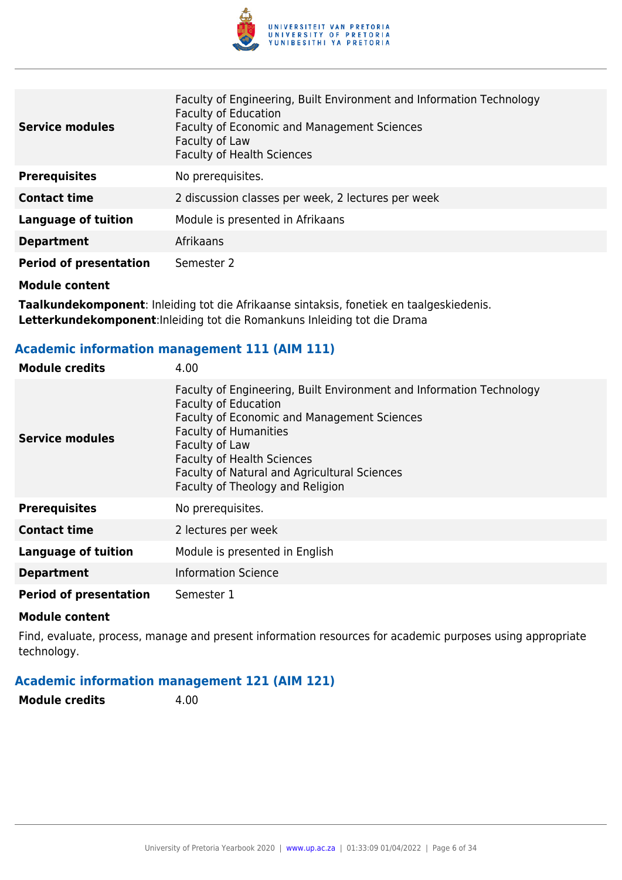| | |
|---|---|
| **Service modules** | Faculty of Engineering, Built Environment and Information Technology<br>Faculty of Education<br>Faculty of Economic and Management Sciences<br>Faculty of Law<br>Faculty of Health Sciences |
| **Prerequisites** | No prerequisites. |
| **Contact time** | 2 discussion classes per week, 2 lectures per week |
| **Language of tuition** | Module is presented in Afrikaans |
| **Department** | Afrikaans |
| **Period of presentation** | Semester 2 |

**Module content**

**Taalkundekomponent**: Inleiding tot die Afrikaanse sintaksis, fonetiek en taalgeskiedenis.
**Letterkundekomponent**:Inleiding tot die Romankuns Inleiding tot die Drama

### Academic information management 111 (AIM 111)

| | |
|---|---|
| **Module credits** | 4.00 |
| **Service modules** | Faculty of Engineering, Built Environment and Information Technology<br>Faculty of Education<br>Faculty of Economic and Management Sciences<br>Faculty of Humanities<br>Faculty of Law<br>Faculty of Health Sciences<br>Faculty of Natural and Agricultural Sciences<br>Faculty of Theology and Religion |
| **Prerequisites** | No prerequisites. |
| **Contact time** | 2 lectures per week |
| **Language of tuition** | Module is presented in English |
| **Department** | Information Science |
| **Period of presentation** | Semester 1 |

**Module content**

Find, evaluate, process, manage and present information resources for academic purposes using appropriate technology.

### Academic information management 121 (AIM 121)

| | |
|---|---|
| **Module credits** | 4.00 |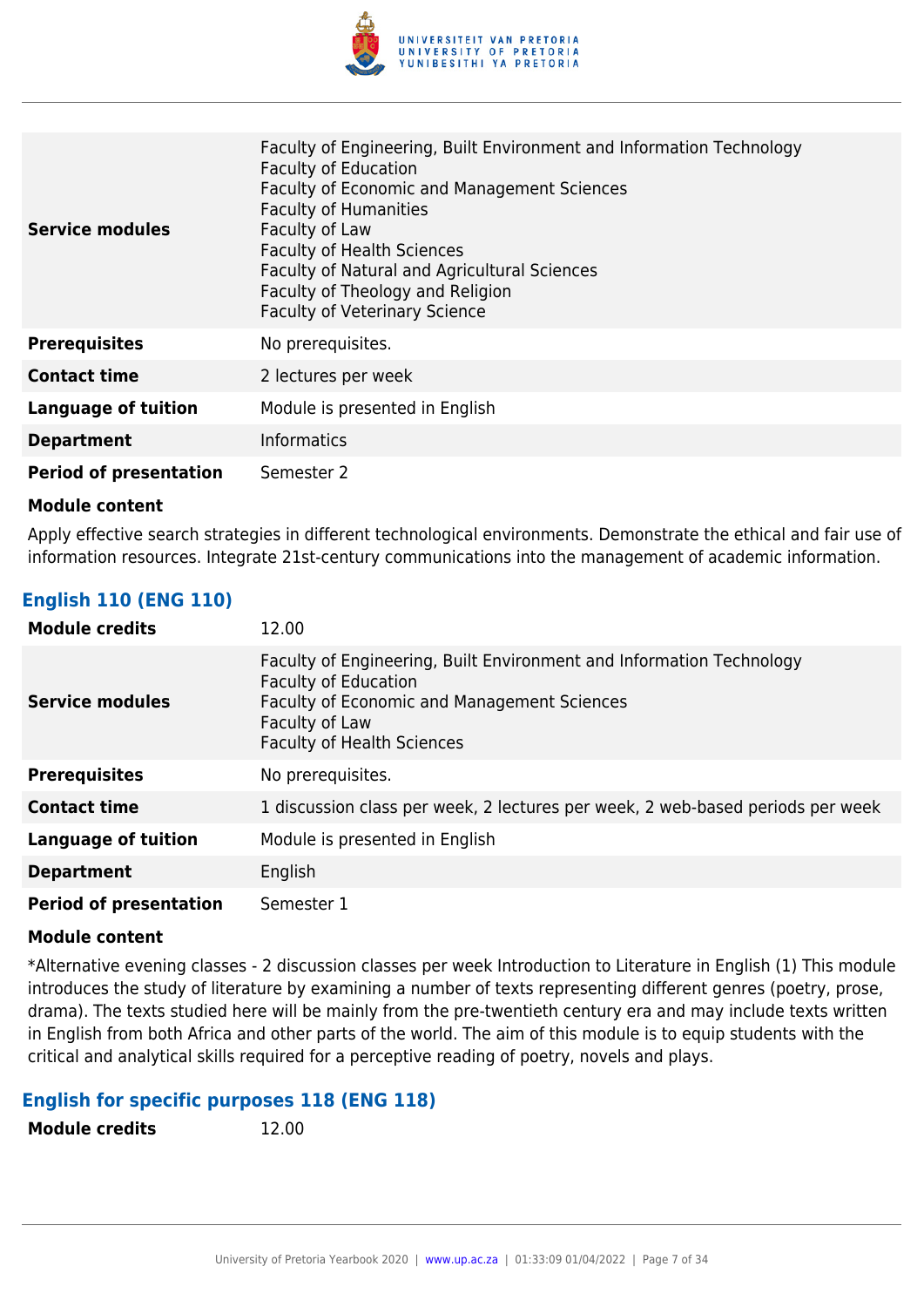| | |
|---|---|
| **Service modules** | Faculty of Engineering, Built Environment and Information Technology<br>Faculty of Education<br>Faculty of Economic and Management Sciences<br>Faculty of Humanities<br>Faculty of Law<br>Faculty of Health Sciences<br>Faculty of Natural and Agricultural Sciences<br>Faculty of Theology and Religion<br>Faculty of Veterinary Science |
| **Prerequisites** | No prerequisites. |
| **Contact time** | 2 lectures per week |
| **Language of tuition** | Module is presented in English |
| **Department** | Informatics |
| **Period of presentation** | Semester 2 |

**Module content**

Apply effective search strategies in different technological environments. Demonstrate the ethical and fair use of information resources. Integrate 21st-century communications into the management of academic information.

### English 110 (ENG 110)

| | |
|---|---|
| **Module credits** | 12.00 |
| **Service modules** | Faculty of Engineering, Built Environment and Information Technology<br>Faculty of Education<br>Faculty of Economic and Management Sciences<br>Faculty of Law<br>Faculty of Health Sciences |
| **Prerequisites** | No prerequisites. |
| **Contact time** | 1 discussion class per week, 2 lectures per week, 2 web-based periods per week |
| **Language of tuition** | Module is presented in English |
| **Department** | English |
| **Period of presentation** | Semester 1 |

**Module content**

*Alternative evening classes - 2 discussion classes per week Introduction to Literature in English (1) This module introduces the study of literature by examining a number of texts representing different genres (poetry, prose, drama). The texts studied here will be mainly from the pre-twentieth century era and may include texts written in English from both Africa and other parts of the world. The aim of this module is to equip students with the critical and analytical skills required for a perceptive reading of poetry, novels and plays.

### English for specific purposes 118 (ENG 118)

| | |
|---|---|
| **Module credits** | 12.00 |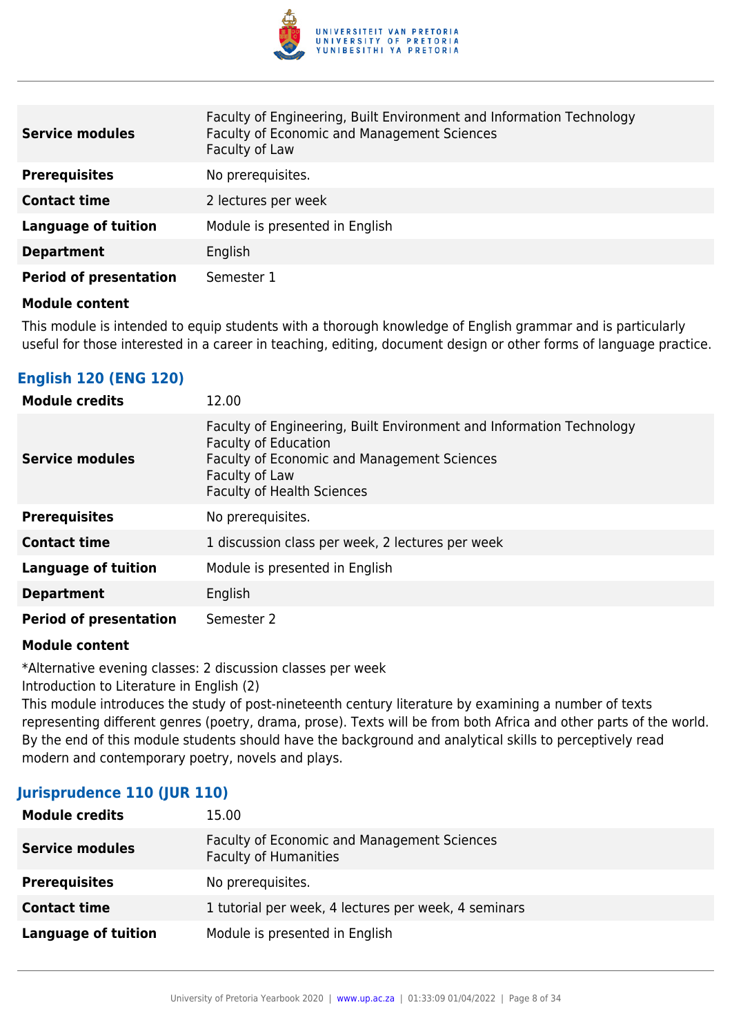| | |
|---|---|
| **Service modules** | Faculty of Engineering, Built Environment and Information Technology<br>Faculty of Economic and Management Sciences<br>Faculty of Law |
| **Prerequisites** | No prerequisites. |
| **Contact time** | 2 lectures per week |
| **Language of tuition** | Module is presented in English |
| **Department** | English |
| **Period of presentation** | Semester 1 |

**Module content**

This module is intended to equip students with a thorough knowledge of English grammar and is particularly useful for those interested in a career in teaching, editing, document design or other forms of language practice.

### English 120 (ENG 120)

| | |
|---|---|
| **Module credits** | 12.00 |
| **Service modules** | Faculty of Engineering, Built Environment and Information Technology<br>Faculty of Education<br>Faculty of Economic and Management Sciences<br>Faculty of Law<br>Faculty of Health Sciences |
| **Prerequisites** | No prerequisites. |
| **Contact time** | 1 discussion class per week, 2 lectures per week |
| **Language of tuition** | Module is presented in English |
| **Department** | English |
| **Period of presentation** | Semester 2 |

**Module content**

*Alternative evening classes: 2 discussion classes per week
Introduction to Literature in English (2)
This module introduces the study of post-nineteenth century literature by examining a number of texts representing different genres (poetry, drama, prose). Texts will be from both Africa and other parts of the world. By the end of this module students should have the background and analytical skills to perceptively read modern and contemporary poetry, novels and plays.

### Jurisprudence 110 (JUR 110)

| | |
|---|---|
| **Module credits** | 15.00 |
| **Service modules** | Faculty of Economic and Management Sciences<br>Faculty of Humanities |
| **Prerequisites** | No prerequisites. |
| **Contact time** | 1 tutorial per week, 4 lectures per week, 4 seminars |
| **Language of tuition** | Module is presented in English |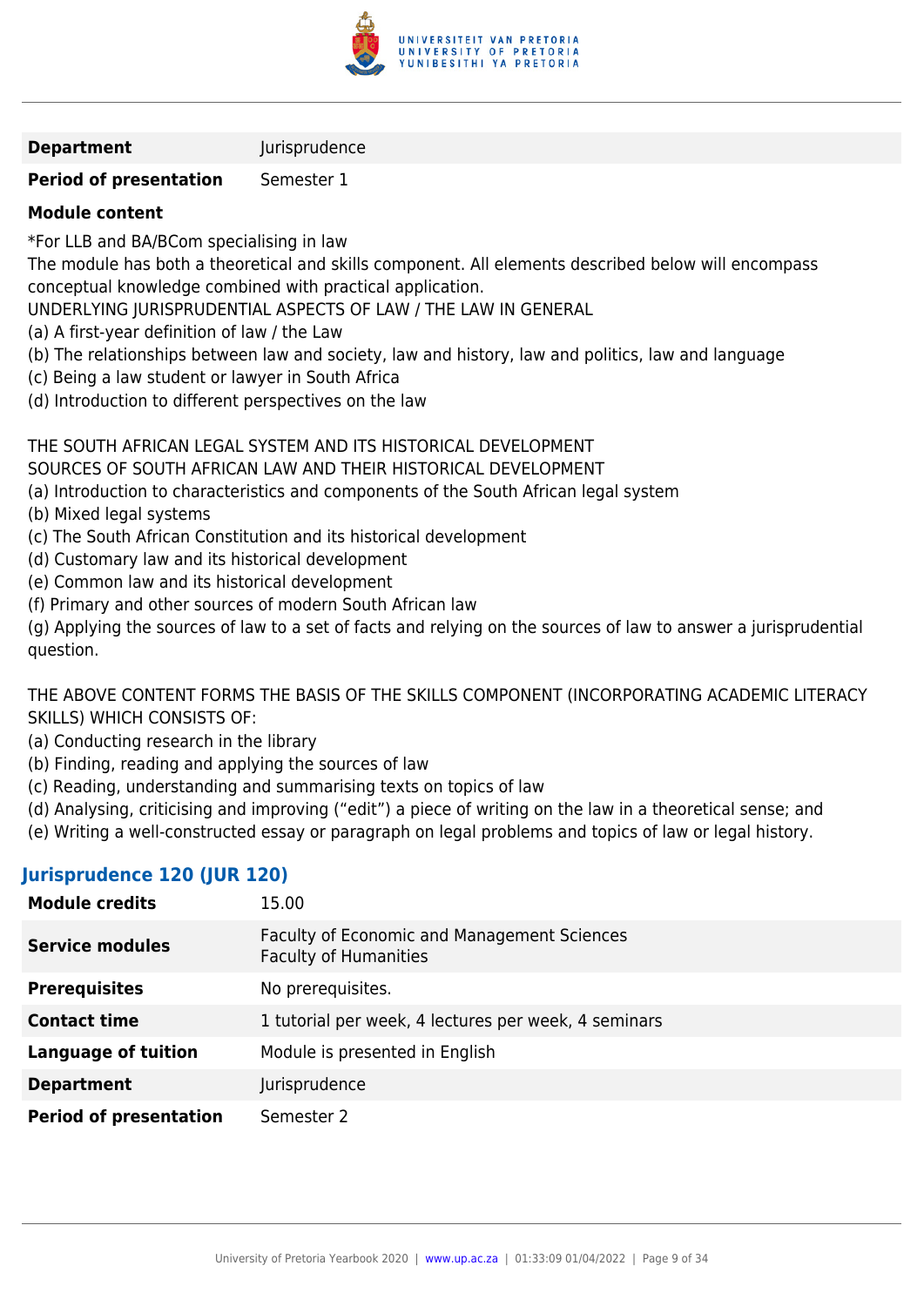| | |
|---|---|
| **Department** | Jurisprudence |
| **Period of presentation** | Semester 1 |

**Module content**

*For LLB and BA/BCom specialising in law

The module has both a theoretical and skills component. All elements described below will encompass conceptual knowledge combined with practical application.

UNDERLYING JURISPRUDENTIAL ASPECTS OF LAW / THE LAW IN GENERAL

(a) A first-year definition of law / the Law

(b) The relationships between law and society, law and history, law and politics, law and language

(c) Being a law student or lawyer in South Africa

(d) Introduction to different perspectives on the law

THE SOUTH AFRICAN LEGAL SYSTEM AND ITS HISTORICAL DEVELOPMENT

SOURCES OF SOUTH AFRICAN LAW AND THEIR HISTORICAL DEVELOPMENT

(a) Introduction to characteristics and components of the South African legal system

(b) Mixed legal systems

(c) The South African Constitution and its historical development

(d) Customary law and its historical development

(e) Common law and its historical development

(f) Primary and other sources of modern South African law

(g) Applying the sources of law to a set of facts and relying on the sources of law to answer a jurisprudential question.

THE ABOVE CONTENT FORMS THE BASIS OF THE SKILLS COMPONENT (INCORPORATING ACADEMIC LITERACY SKILLS) WHICH CONSISTS OF:

(a) Conducting research in the library

(b) Finding, reading and applying the sources of law

(c) Reading, understanding and summarising texts on topics of law

(d) Analysing, criticising and improving ("edit") a piece of writing on the law in a theoretical sense; and

(e) Writing a well-constructed essay or paragraph on legal problems and topics of law or legal history.

### Jurisprudence 120 (JUR 120)

| | |
|---|---|
| **Module credits** | 15.00 |
| **Service modules** | Faculty of Economic and Management Sciences<br>Faculty of Humanities |
| **Prerequisites** | No prerequisites. |
| **Contact time** | 1 tutorial per week, 4 lectures per week, 4 seminars |
| **Language of tuition** | Module is presented in English |
| **Department** | Jurisprudence |
| **Period of presentation** | Semester 2 |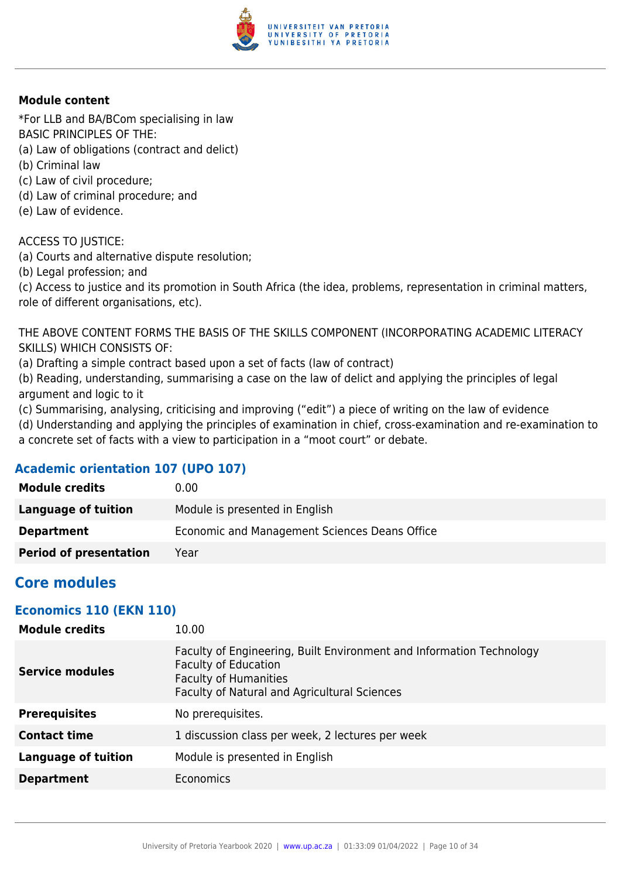**Module content**

*For LLB and BA/BCom specialising in law
BASIC PRINCIPLES OF THE:
(a) Law of obligations (contract and delict)
(b) Criminal law
(c) Law of civil procedure;
(d) Law of criminal procedure; and
(e) Law of evidence.

ACCESS TO JUSTICE:
(a) Courts and alternative dispute resolution;
(b) Legal profession; and
(c) Access to justice and its promotion in South Africa (the idea, problems, representation in criminal matters, role of different organisations, etc).

THE ABOVE CONTENT FORMS THE BASIS OF THE SKILLS COMPONENT (INCORPORATING ACADEMIC LITERACY SKILLS) WHICH CONSISTS OF:
(a) Drafting a simple contract based upon a set of facts (law of contract)
(b) Reading, understanding, summarising a case on the law of delict and applying the principles of legal argument and logic to it
(c) Summarising, analysing, criticising and improving ("edit") a piece of writing on the law of evidence
(d) Understanding and applying the principles of examination in chief, cross-examination and re-examination to a concrete set of facts with a view to participation in a "moot court" or debate.

### Academic orientation 107 (UPO 107)

| | |
|---|---|
| **Module credits** | 0.00 |
| **Language of tuition** | Module is presented in English |
| **Department** | Economic and Management Sciences Deans Office |
| **Period of presentation** | Year |

## Core modules

### Economics 110 (EKN 110)

| | |
|---|---|
| **Module credits** | 10.00 |
| **Service modules** | Faculty of Engineering, Built Environment and Information Technology<br>Faculty of Education<br>Faculty of Humanities<br>Faculty of Natural and Agricultural Sciences |
| **Prerequisites** | No prerequisites. |
| **Contact time** | 1 discussion class per week, 2 lectures per week |
| **Language of tuition** | Module is presented in English |
| **Department** | Economics |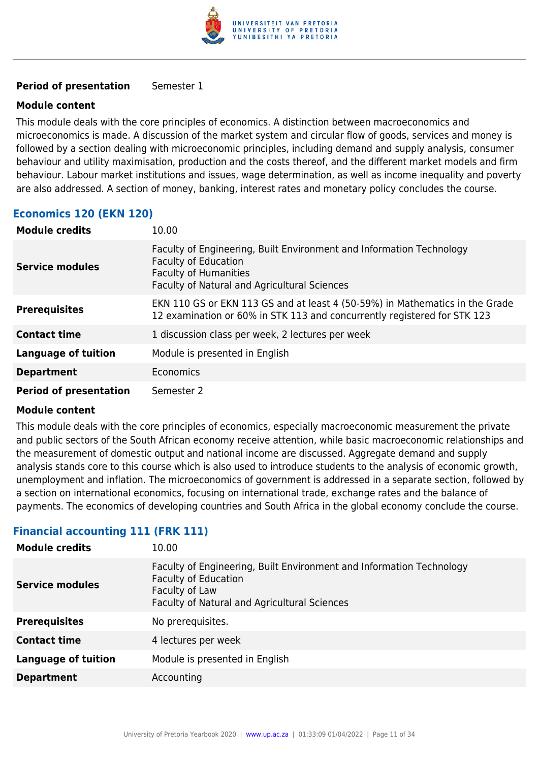| | |
|---|---|
| **Period of presentation** | Semester 1 |

**Module content**

This module deals with the core principles of economics. A distinction between macroeconomics and microeconomics is made. A discussion of the market system and circular flow of goods, services and money is followed by a section dealing with microeconomic principles, including demand and supply analysis, consumer behaviour and utility maximisation, production and the costs thereof, and the different market models and firm behaviour. Labour market institutions and issues, wage determination, as well as income inequality and poverty are also addressed. A section of money, banking, interest rates and monetary policy concludes the course.

### Economics 120 (EKN 120)

| | |
|---|---|
| **Module credits** | 10.00 |
| **Service modules** | Faculty of Engineering, Built Environment and Information Technology<br>Faculty of Education<br>Faculty of Humanities<br>Faculty of Natural and Agricultural Sciences |
| **Prerequisites** | EKN 110 GS or EKN 113 GS and at least 4 (50-59%) in Mathematics in the Grade 12 examination or 60% in STK 113 and concurrently registered for STK 123 |
| **Contact time** | 1 discussion class per week, 2 lectures per week |
| **Language of tuition** | Module is presented in English |
| **Department** | Economics |
| **Period of presentation** | Semester 2 |

**Module content**

This module deals with the core principles of economics, especially macroeconomic measurement the private and public sectors of the South African economy receive attention, while basic macroeconomic relationships and the measurement of domestic output and national income are discussed. Aggregate demand and supply analysis stands core to this course which is also used to introduce students to the analysis of economic growth, unemployment and inflation. The microeconomics of government is addressed in a separate section, followed by a section on international economics, focusing on international trade, exchange rates and the balance of payments. The economics of developing countries and South Africa in the global economy conclude the course.

### Financial accounting 111 (FRK 111)

| | |
|---|---|
| **Module credits** | 10.00 |
| **Service modules** | Faculty of Engineering, Built Environment and Information Technology<br>Faculty of Education<br>Faculty of Law<br>Faculty of Natural and Agricultural Sciences |
| **Prerequisites** | No prerequisites. |
| **Contact time** | 4 lectures per week |
| **Language of tuition** | Module is presented in English |
| **Department** | Accounting |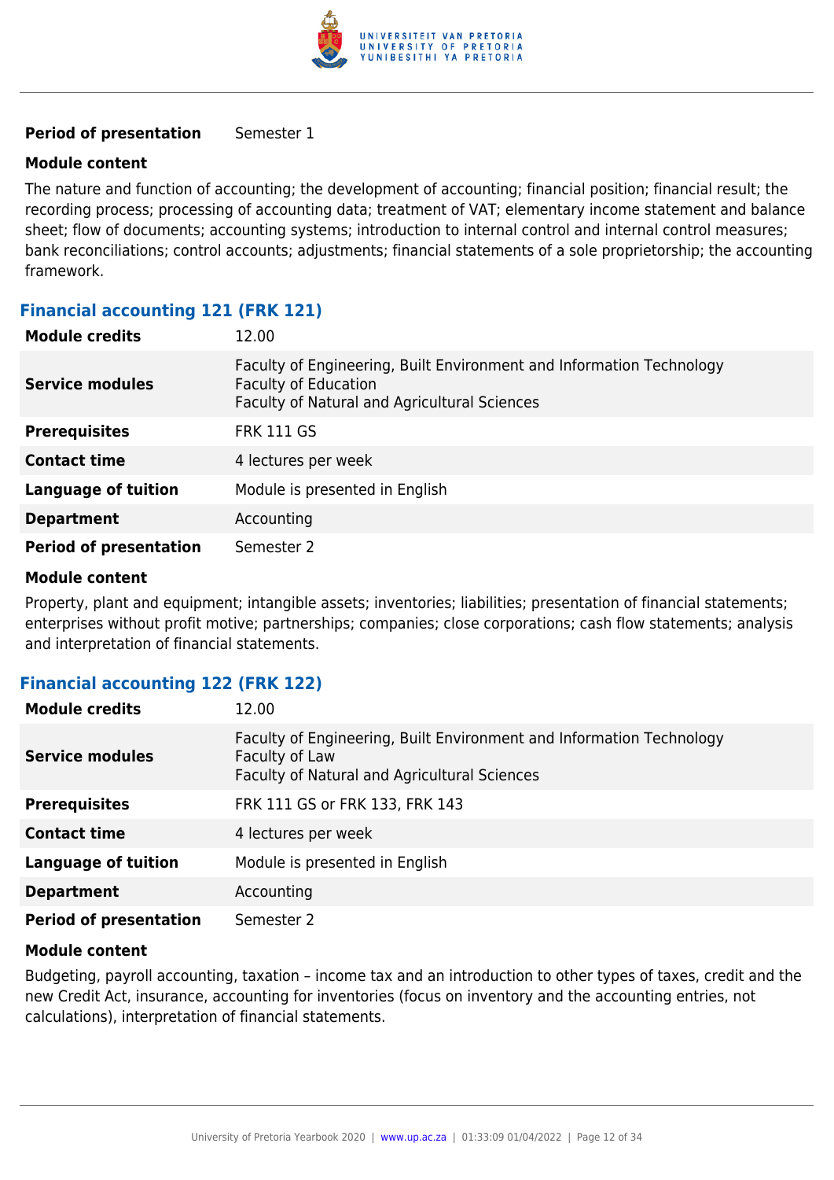| | |
|---|---|
| **Period of presentation** | Semester 1 |

**Module content**

The nature and function of accounting; the development of accounting; financial position; financial result; the recording process; processing of accounting data; treatment of VAT; elementary income statement and balance sheet; flow of documents; accounting systems; introduction to internal control and internal control measures; bank reconciliations; control accounts; adjustments; financial statements of a sole proprietorship; the accounting framework.

### Financial accounting 121 (FRK 121)

| | |
|---|---|
| **Module credits** | 12.00 |
| **Service modules** | Faculty of Engineering, Built Environment and Information Technology<br>Faculty of Education<br>Faculty of Natural and Agricultural Sciences |
| **Prerequisites** | FRK 111 GS |
| **Contact time** | 4 lectures per week |
| **Language of tuition** | Module is presented in English |
| **Department** | Accounting |
| **Period of presentation** | Semester 2 |

**Module content**

Property, plant and equipment; intangible assets; inventories; liabilities; presentation of financial statements; enterprises without profit motive; partnerships; companies; close corporations; cash flow statements; analysis and interpretation of financial statements.

### Financial accounting 122 (FRK 122)

| | |
|---|---|
| **Module credits** | 12.00 |
| **Service modules** | Faculty of Engineering, Built Environment and Information Technology<br>Faculty of Law<br>Faculty of Natural and Agricultural Sciences |
| **Prerequisites** | FRK 111 GS or FRK 133, FRK 143 |
| **Contact time** | 4 lectures per week |
| **Language of tuition** | Module is presented in English |
| **Department** | Accounting |
| **Period of presentation** | Semester 2 |

**Module content**

Budgeting, payroll accounting, taxation – income tax and an introduction to other types of taxes, credit and the new Credit Act, insurance, accounting for inventories (focus on inventory and the accounting entries, not calculations), interpretation of financial statements.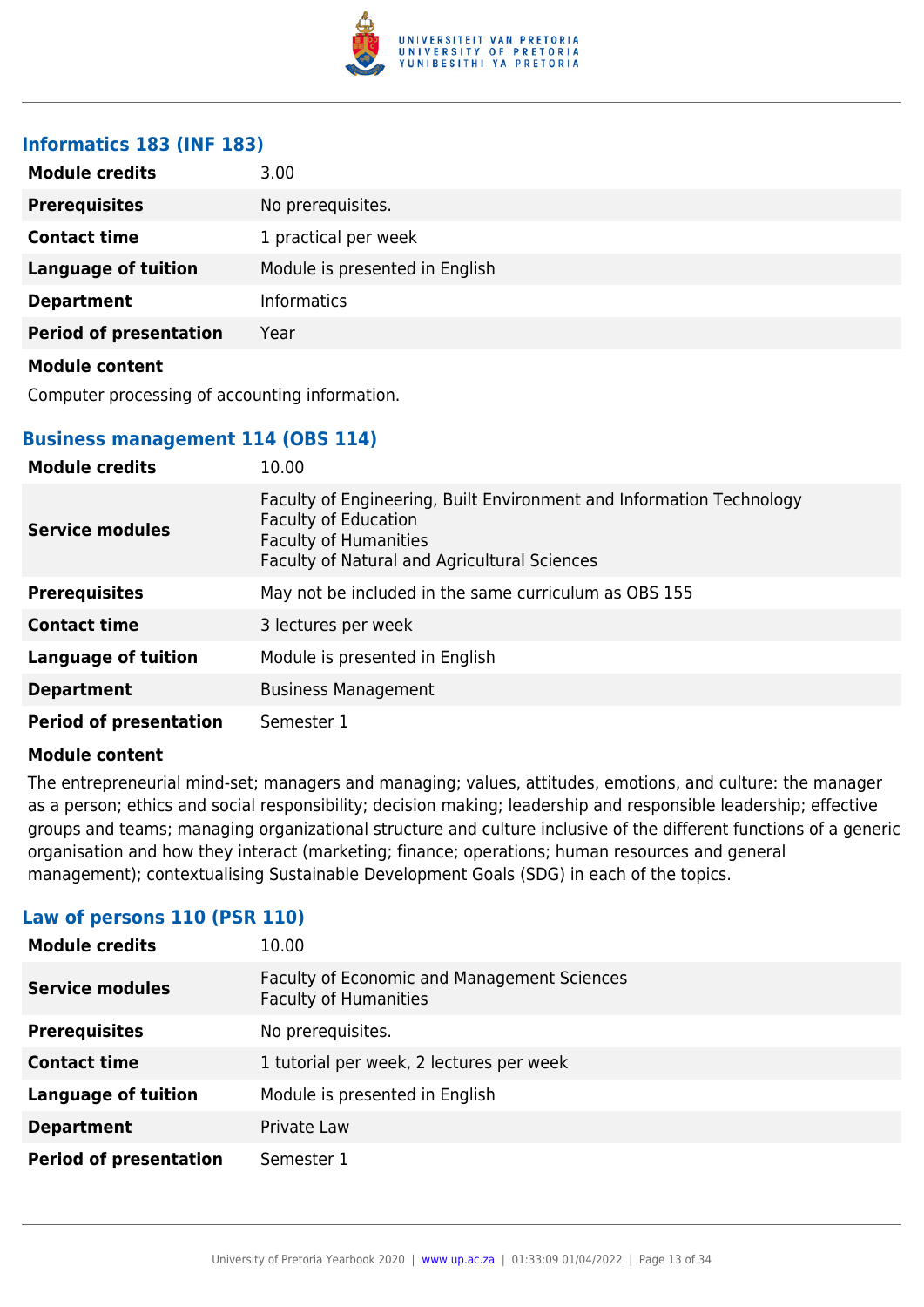### Informatics 183 (INF 183)

| | |
|---|---|
| **Module credits** | 3.00 |
| **Prerequisites** | No prerequisites. |
| **Contact time** | 1 practical per week |
| **Language of tuition** | Module is presented in English |
| **Department** | Informatics |
| **Period of presentation** | Year |

**Module content**

Computer processing of accounting information.

### Business management 114 (OBS 114)

| | |
|---|---|
| **Module credits** | 10.00 |
| **Service modules** | Faculty of Engineering, Built Environment and Information Technology<br>Faculty of Education<br>Faculty of Humanities<br>Faculty of Natural and Agricultural Sciences |
| **Prerequisites** | May not be included in the same curriculum as OBS 155 |
| **Contact time** | 3 lectures per week |
| **Language of tuition** | Module is presented in English |
| **Department** | Business Management |
| **Period of presentation** | Semester 1 |

**Module content**

The entrepreneurial mind-set; managers and managing; values, attitudes, emotions, and culture: the manager as a person; ethics and social responsibility; decision making; leadership and responsible leadership; effective groups and teams; managing organizational structure and culture inclusive of the different functions of a generic organisation and how they interact (marketing; finance; operations; human resources and general management); contextualising Sustainable Development Goals (SDG) in each of the topics.

### Law of persons 110 (PSR 110)

| | |
|---|---|
| **Module credits** | 10.00 |
| **Service modules** | Faculty of Economic and Management Sciences<br>Faculty of Humanities |
| **Prerequisites** | No prerequisites. |
| **Contact time** | 1 tutorial per week, 2 lectures per week |
| **Language of tuition** | Module is presented in English |
| **Department** | Private Law |
| **Period of presentation** | Semester 1 |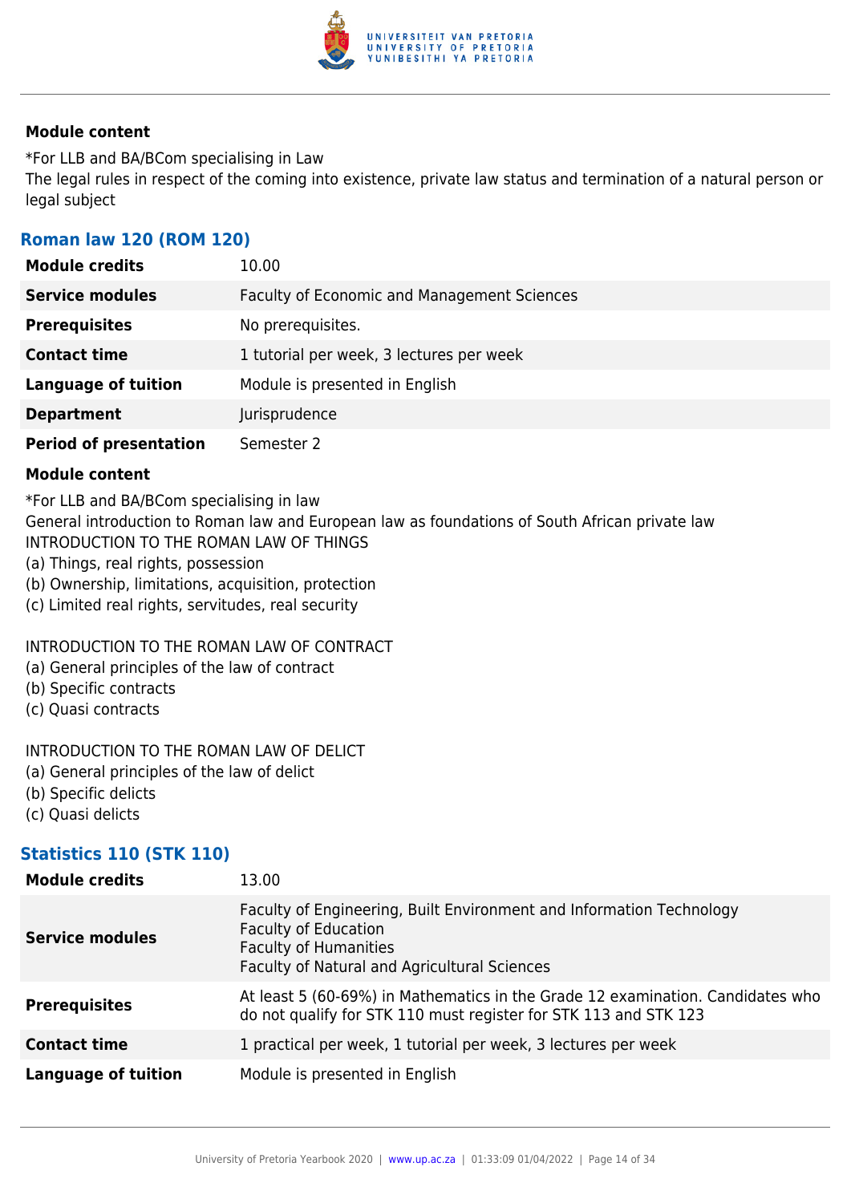**Module content**

*For LLB and BA/BCom specialising in Law
The legal rules in respect of the coming into existence, private law status and termination of a natural person or legal subject

### Roman law 120 (ROM 120)

| | |
|---|---|
| **Module credits** | 10.00 |
| **Service modules** | Faculty of Economic and Management Sciences |
| **Prerequisites** | No prerequisites. |
| **Contact time** | 1 tutorial per week, 3 lectures per week |
| **Language of tuition** | Module is presented in English |
| **Department** | Jurisprudence |
| **Period of presentation** | Semester 2 |

**Module content**

*For LLB and BA/BCom specialising in law
General introduction to Roman law and European law as foundations of South African private law
INTRODUCTION TO THE ROMAN LAW OF THINGS
(a) Things, real rights, possession
(b) Ownership, limitations, acquisition, protection
(c) Limited real rights, servitudes, real security

INTRODUCTION TO THE ROMAN LAW OF CONTRACT
(a) General principles of the law of contract
(b) Specific contracts
(c) Quasi contracts

INTRODUCTION TO THE ROMAN LAW OF DELICT
(a) General principles of the law of delict
(b) Specific delicts
(c) Quasi delicts

### Statistics 110 (STK 110)

| | |
|---|---|
| **Module credits** | 13.00 |
| **Service modules** | Faculty of Engineering, Built Environment and Information Technology<br>Faculty of Education<br>Faculty of Humanities<br>Faculty of Natural and Agricultural Sciences |
| **Prerequisites** | At least 5 (60-69%) in Mathematics in the Grade 12 examination. Candidates who do not qualify for STK 110 must register for STK 113 and STK 123 |
| **Contact time** | 1 practical per week, 1 tutorial per week, 3 lectures per week |
| **Language of tuition** | Module is presented in English |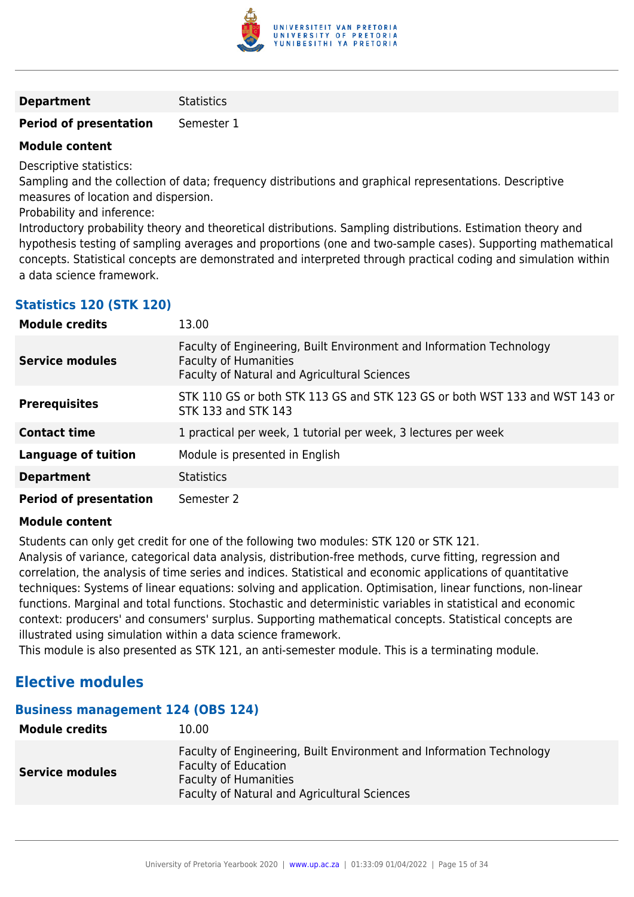| | |
|---|---|
| **Department** | Statistics |
| **Period of presentation** | Semester 1 |

**Module content**

Descriptive statistics:
Sampling and the collection of data; frequency distributions and graphical representations. Descriptive measures of location and dispersion.
Probability and inference:
Introductory probability theory and theoretical distributions. Sampling distributions. Estimation theory and hypothesis testing of sampling averages and proportions (one and two-sample cases). Supporting mathematical concepts. Statistical concepts are demonstrated and interpreted through practical coding and simulation within a data science framework.

### Statistics 120 (STK 120)

| | |
|---|---|
| **Module credits** | 13.00 |
| **Service modules** | Faculty of Engineering, Built Environment and Information Technology<br>Faculty of Humanities<br>Faculty of Natural and Agricultural Sciences |
| **Prerequisites** | STK 110 GS or both STK 113 GS and STK 123 GS or both WST 133 and WST 143 or STK 133 and STK 143 |
| **Contact time** | 1 practical per week, 1 tutorial per week, 3 lectures per week |
| **Language of tuition** | Module is presented in English |
| **Department** | Statistics |
| **Period of presentation** | Semester 2 |

**Module content**

Students can only get credit for one of the following two modules: STK 120 or STK 121.
Analysis of variance, categorical data analysis, distribution-free methods, curve fitting, regression and correlation, the analysis of time series and indices. Statistical and economic applications of quantitative techniques: Systems of linear equations: solving and application. Optimisation, linear functions, non-linear functions. Marginal and total functions. Stochastic and deterministic variables in statistical and economic context: producers' and consumers' surplus. Supporting mathematical concepts. Statistical concepts are illustrated using simulation within a data science framework.
This module is also presented as STK 121, an anti-semester module. This is a terminating module.

## Elective modules

### Business management 124 (OBS 124)

| | |
|---|---|
| **Module credits** | 10.00 |
| **Service modules** | Faculty of Engineering, Built Environment and Information Technology<br>Faculty of Education<br>Faculty of Humanities<br>Faculty of Natural and Agricultural Sciences |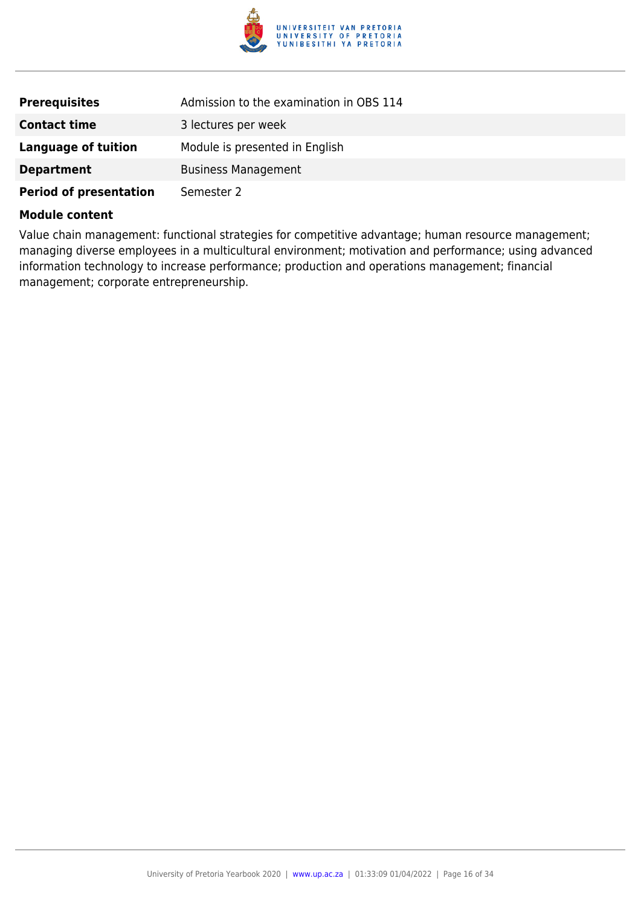| | |
|---|---|
| **Prerequisites** | Admission to the examination in OBS 114 |
| **Contact time** | 3 lectures per week |
| **Language of tuition** | Module is presented in English |
| **Department** | Business Management |
| **Period of presentation** | Semester 2 |

**Module content**

Value chain management: functional strategies for competitive advantage; human resource management; managing diverse employees in a multicultural environment; motivation and performance; using advanced information technology to increase performance; production and operations management; financial management; corporate entrepreneurship.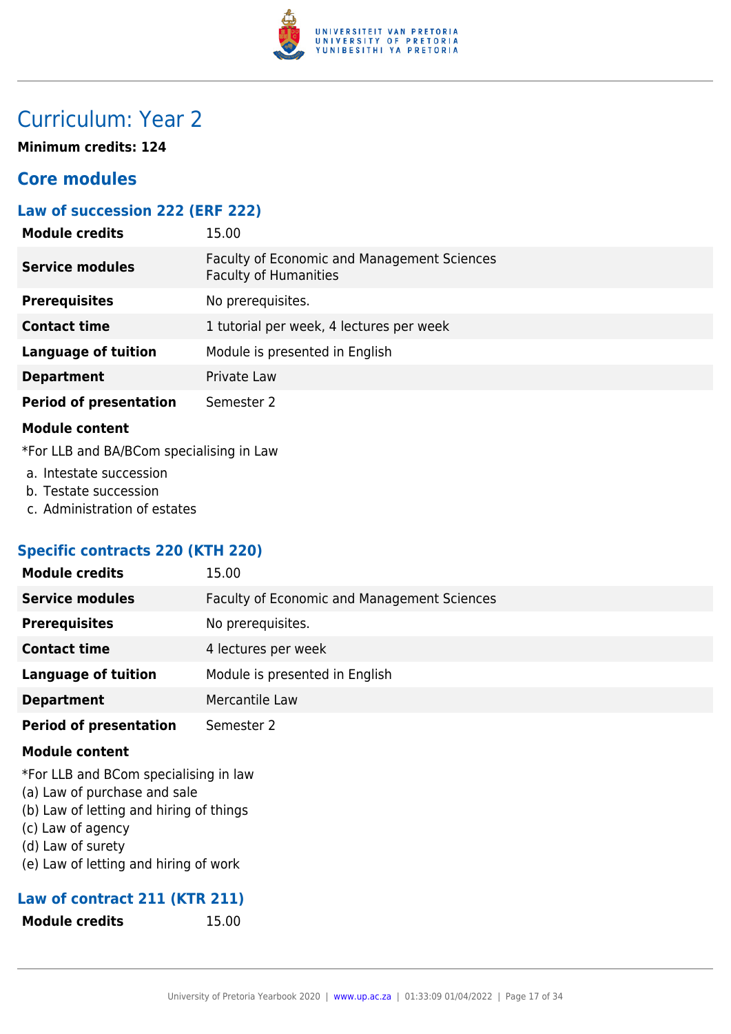# Curriculum: Year 2

**Minimum credits: 124**

## Core modules

### Law of succession 222 (ERF 222)

| | |
|---|---|
| **Module credits** | 15.00 |
| **Service modules** | Faculty of Economic and Management Sciences<br>Faculty of Humanities |
| **Prerequisites** | No prerequisites. |
| **Contact time** | 1 tutorial per week, 4 lectures per week |
| **Language of tuition** | Module is presented in English |
| **Department** | Private Law |
| **Period of presentation** | Semester 2 |

**Module content**

*For LLB and BA/BCom specialising in Law

a. Intestate succession
b. Testate succession
c. Administration of estates

### Specific contracts 220 (KTH 220)

| | |
|---|---|
| **Module credits** | 15.00 |
| **Service modules** | Faculty of Economic and Management Sciences |
| **Prerequisites** | No prerequisites. |
| **Contact time** | 4 lectures per week |
| **Language of tuition** | Module is presented in English |
| **Department** | Mercantile Law |
| **Period of presentation** | Semester 2 |

**Module content**

*For LLB and BCom specialising in law
(a) Law of purchase and sale
(b) Law of letting and hiring of things
(c) Law of agency
(d) Law of surety
(e) Law of letting and hiring of work

### Law of contract 211 (KTR 211)

| | |
|---|---|
| **Module credits** | 15.00 |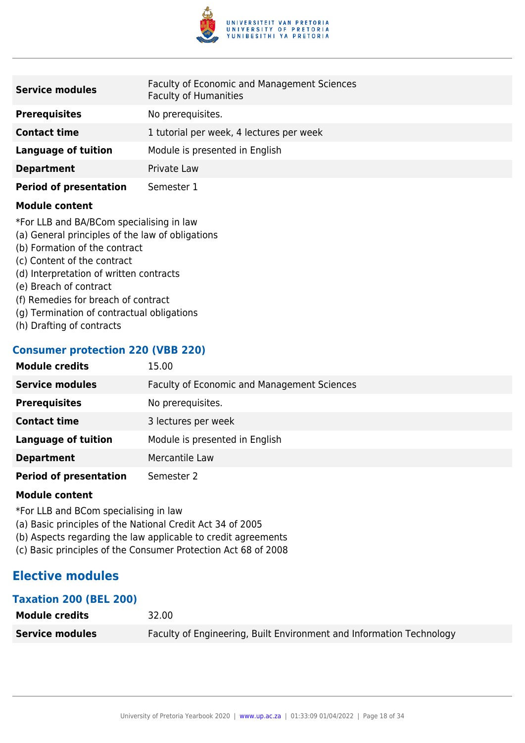| | |
|---|---|
| **Service modules** | Faculty of Economic and Management Sciences<br>Faculty of Humanities |
| **Prerequisites** | No prerequisites. |
| **Contact time** | 1 tutorial per week, 4 lectures per week |
| **Language of tuition** | Module is presented in English |
| **Department** | Private Law |
| **Period of presentation** | Semester 1 |

**Module content**

*For LLB and BA/BCom specialising in law
(a) General principles of the law of obligations
(b) Formation of the contract
(c) Content of the contract
(d) Interpretation of written contracts
(e) Breach of contract
(f) Remedies for breach of contract
(g) Termination of contractual obligations
(h) Drafting of contracts

### Consumer protection 220 (VBB 220)

| | |
|---|---|
| **Module credits** | 15.00 |
| **Service modules** | Faculty of Economic and Management Sciences |
| **Prerequisites** | No prerequisites. |
| **Contact time** | 3 lectures per week |
| **Language of tuition** | Module is presented in English |
| **Department** | Mercantile Law |
| **Period of presentation** | Semester 2 |

**Module content**

*For LLB and BCom specialising in law
(a) Basic principles of the National Credit Act 34 of 2005
(b) Aspects regarding the law applicable to credit agreements
(c) Basic principles of the Consumer Protection Act 68 of 2008

## Elective modules

### Taxation 200 (BEL 200)

| | |
|---|---|
| **Module credits** | 32.00 |
| **Service modules** | Faculty of Engineering, Built Environment and Information Technology |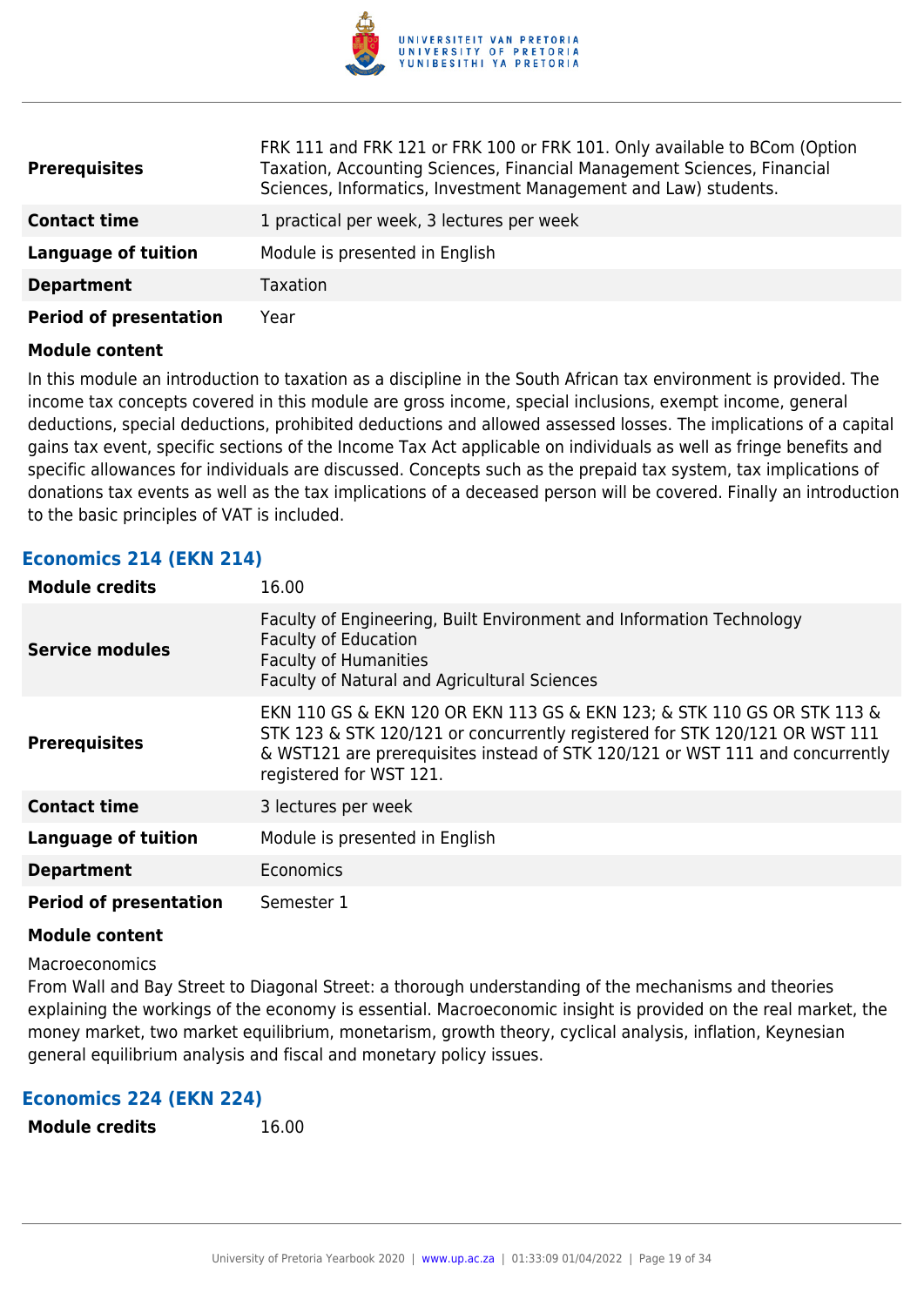| | |
|---|---|
| **Prerequisites** | FRK 111 and FRK 121 or FRK 100 or FRK 101. Only available to BCom (Option Taxation, Accounting Sciences, Financial Management Sciences, Financial Sciences, Informatics, Investment Management and Law) students. |
| **Contact time** | 1 practical per week, 3 lectures per week |
| **Language of tuition** | Module is presented in English |
| **Department** | Taxation |
| **Period of presentation** | Year |

**Module content**

In this module an introduction to taxation as a discipline in the South African tax environment is provided. The income tax concepts covered in this module are gross income, special inclusions, exempt income, general deductions, special deductions, prohibited deductions and allowed assessed losses. The implications of a capital gains tax event, specific sections of the Income Tax Act applicable on individuals as well as fringe benefits and specific allowances for individuals are discussed. Concepts such as the prepaid tax system, tax implications of donations tax events as well as the tax implications of a deceased person will be covered. Finally an introduction to the basic principles of VAT is included.

### Economics 214 (EKN 214)

| | |
|---|---|
| **Module credits** | 16.00 |
| **Service modules** | Faculty of Engineering, Built Environment and Information Technology<br>Faculty of Education<br>Faculty of Humanities<br>Faculty of Natural and Agricultural Sciences |
| **Prerequisites** | EKN 110 GS & EKN 120 OR EKN 113 GS & EKN 123; & STK 110 GS OR STK 113 & STK 123 & STK 120/121 or concurrently registered for STK 120/121 OR WST 111 & WST121 are prerequisites instead of STK 120/121 or WST 111 and concurrently registered for WST 121. |
| **Contact time** | 3 lectures per week |
| **Language of tuition** | Module is presented in English |
| **Department** | Economics |
| **Period of presentation** | Semester 1 |

**Module content**

Macroeconomics
From Wall and Bay Street to Diagonal Street: a thorough understanding of the mechanisms and theories explaining the workings of the economy is essential. Macroeconomic insight is provided on the real market, the money market, two market equilibrium, monetarism, growth theory, cyclical analysis, inflation, Keynesian general equilibrium analysis and fiscal and monetary policy issues.

### Economics 224 (EKN 224)

| | |
|---|---|
| **Module credits** | 16.00 |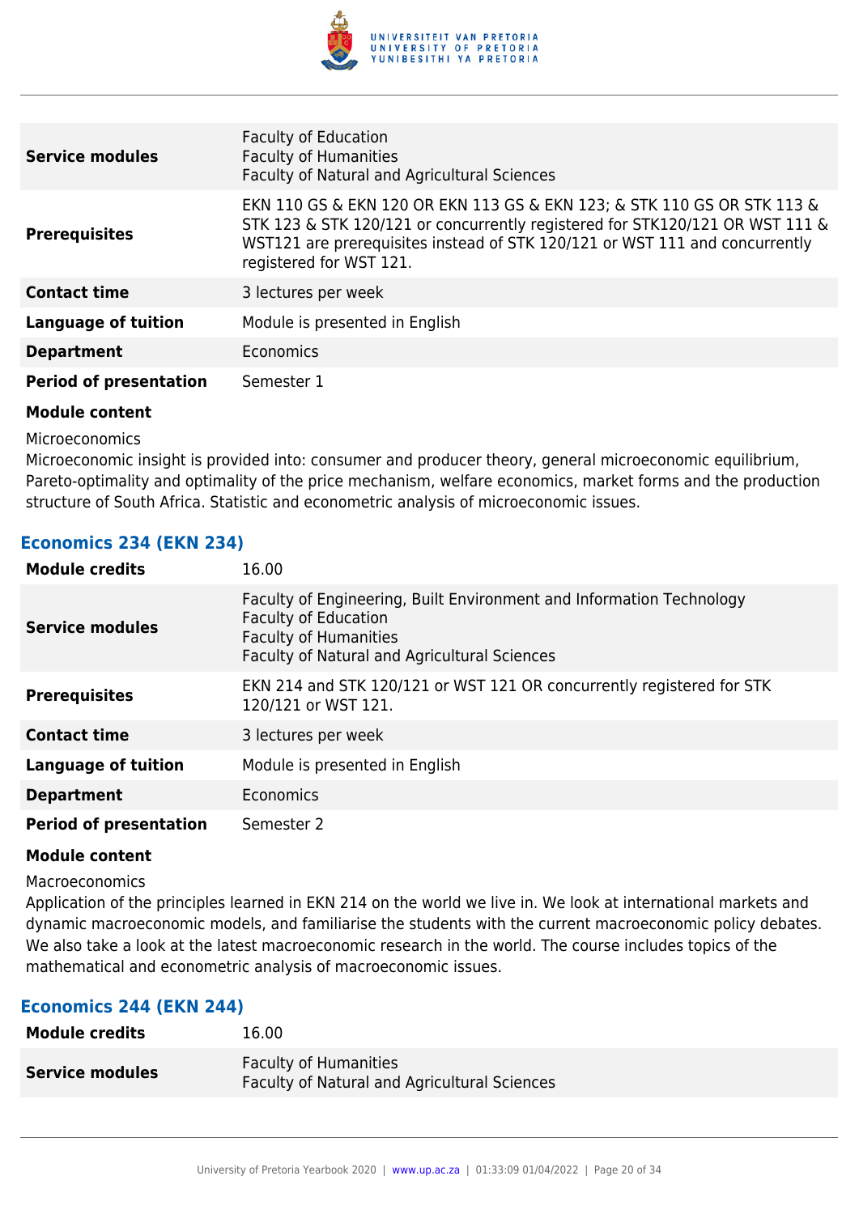| | |
|---|---|
| **Service modules** | Faculty of Education<br>Faculty of Humanities<br>Faculty of Natural and Agricultural Sciences |
| **Prerequisites** | EKN 110 GS & EKN 120 OR EKN 113 GS & EKN 123; & STK 110 GS OR STK 113 & STK 123 & STK 120/121 or concurrently registered for STK120/121 OR WST 111 & WST121 are prerequisites instead of STK 120/121 or WST 111 and concurrently registered for WST 121. |
| **Contact time** | 3 lectures per week |
| **Language of tuition** | Module is presented in English |
| **Department** | Economics |
| **Period of presentation** | Semester 1 |

**Module content**

Microeconomics

Microeconomic insight is provided into: consumer and producer theory, general microeconomic equilibrium, Pareto-optimality and optimality of the price mechanism, welfare economics, market forms and the production structure of South Africa. Statistic and econometric analysis of microeconomic issues.

### Economics 234 (EKN 234)

| | |
|---|---|
| **Module credits** | 16.00 |
| **Service modules** | Faculty of Engineering, Built Environment and Information Technology<br>Faculty of Education<br>Faculty of Humanities<br>Faculty of Natural and Agricultural Sciences |
| **Prerequisites** | EKN 214 and STK 120/121 or WST 121 OR concurrently registered for STK 120/121 or WST 121. |
| **Contact time** | 3 lectures per week |
| **Language of tuition** | Module is presented in English |
| **Department** | Economics |
| **Period of presentation** | Semester 2 |

**Module content**

Macroeconomics

Application of the principles learned in EKN 214 on the world we live in. We look at international markets and dynamic macroeconomic models, and familiarise the students with the current macroeconomic policy debates. We also take a look at the latest macroeconomic research in the world. The course includes topics of the mathematical and econometric analysis of macroeconomic issues.

### Economics 244 (EKN 244)

| | |
|---|---|
| **Module credits** | 16.00 |
| **Service modules** | Faculty of Humanities<br>Faculty of Natural and Agricultural Sciences |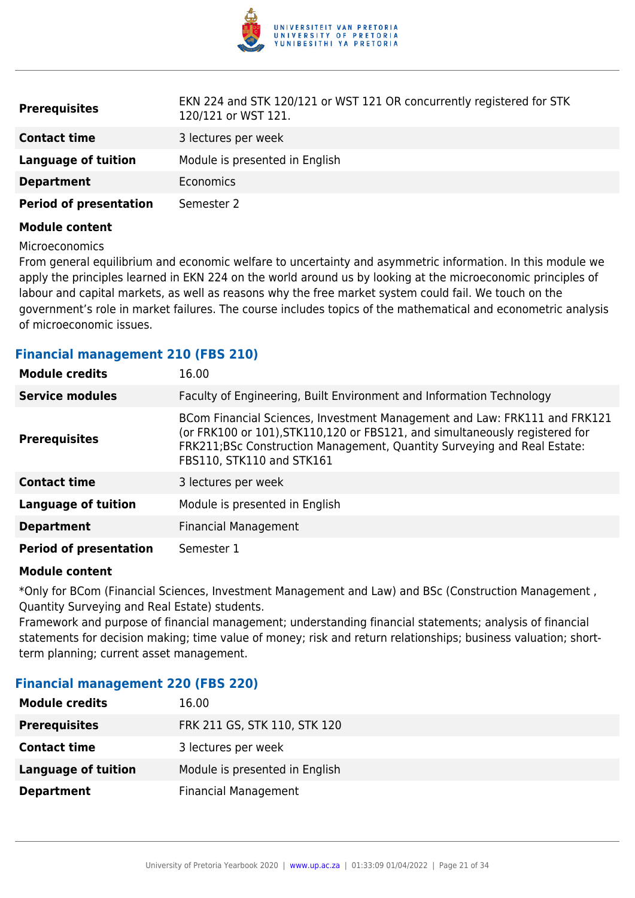| | |
|---|---|
| **Prerequisites** | EKN 224 and STK 120/121 or WST 121 OR concurrently registered for STK 120/121 or WST 121. |
| **Contact time** | 3 lectures per week |
| **Language of tuition** | Module is presented in English |
| **Department** | Economics |
| **Period of presentation** | Semester 2 |

**Module content**

Microeconomics

From general equilibrium and economic welfare to uncertainty and asymmetric information. In this module we apply the principles learned in EKN 224 on the world around us by looking at the microeconomic principles of labour and capital markets, as well as reasons why the free market system could fail. We touch on the government's role in market failures. The course includes topics of the mathematical and econometric analysis of microeconomic issues.

### Financial management 210 (FBS 210)

| | |
|---|---|
| **Module credits** | 16.00 |
| **Service modules** | Faculty of Engineering, Built Environment and Information Technology |
| **Prerequisites** | BCom Financial Sciences, Investment Management and Law: FRK111 and FRK121 (or FRK100 or 101),STK110,120 or FBS121, and simultaneously registered for FRK211;BSc Construction Management, Quantity Surveying and Real Estate: FBS110, STK110 and STK161 |
| **Contact time** | 3 lectures per week |
| **Language of tuition** | Module is presented in English |
| **Department** | Financial Management |
| **Period of presentation** | Semester 1 |

**Module content**

*Only for BCom (Financial Sciences, Investment Management and Law) and BSc (Construction Management , Quantity Surveying and Real Estate) students.

Framework and purpose of financial management; understanding financial statements; analysis of financial statements for decision making; time value of money; risk and return relationships; business valuation; short-term planning; current asset management.

### Financial management 220 (FBS 220)

| | |
|---|---|
| **Module credits** | 16.00 |
| **Prerequisites** | FRK 211 GS, STK 110, STK 120 |
| **Contact time** | 3 lectures per week |
| **Language of tuition** | Module is presented in English |
| **Department** | Financial Management |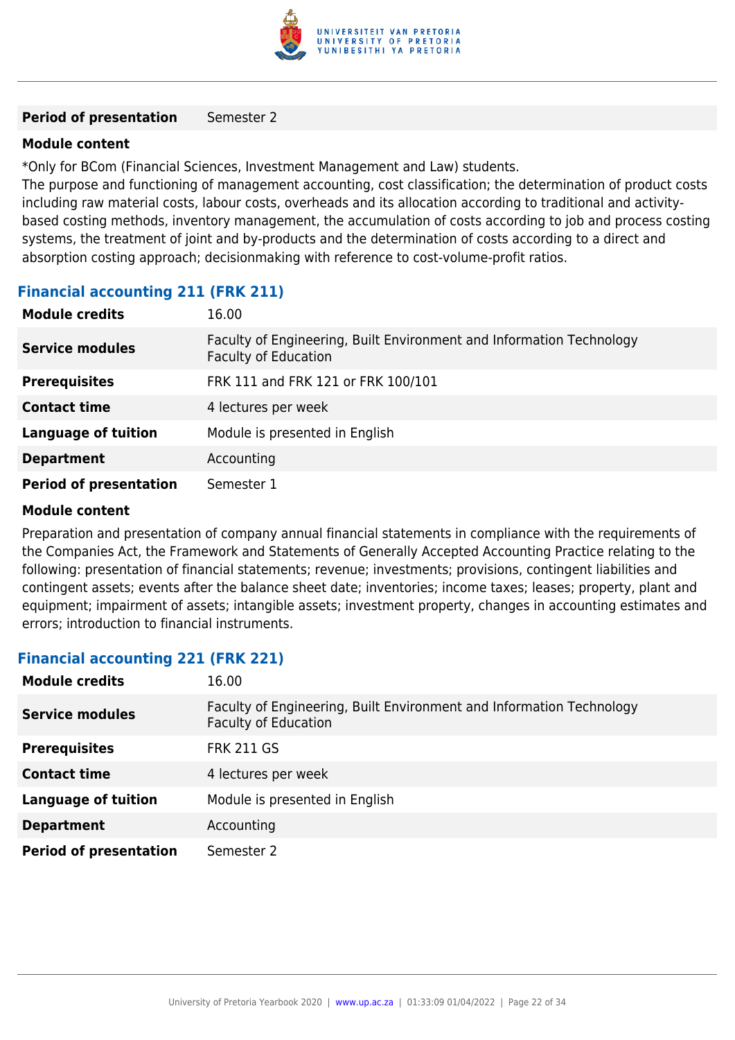| | |
|---|---|
| **Period of presentation** | Semester 2 |

**Module content**

*Only for BCom (Financial Sciences, Investment Management and Law) students.
The purpose and functioning of management accounting, cost classification; the determination of product costs including raw material costs, labour costs, overheads and its allocation according to traditional and activity-based costing methods, inventory management, the accumulation of costs according to job and process costing systems, the treatment of joint and by-products and the determination of costs according to a direct and absorption costing approach; decisionmaking with reference to cost-volume-profit ratios.

### Financial accounting 211 (FRK 211)

| | |
|---|---|
| **Module credits** | 16.00 |
| **Service modules** | Faculty of Engineering, Built Environment and Information Technology<br>Faculty of Education |
| **Prerequisites** | FRK 111 and FRK 121 or FRK 100/101 |
| **Contact time** | 4 lectures per week |
| **Language of tuition** | Module is presented in English |
| **Department** | Accounting |
| **Period of presentation** | Semester 1 |

**Module content**

Preparation and presentation of company annual financial statements in compliance with the requirements of the Companies Act, the Framework and Statements of Generally Accepted Accounting Practice relating to the following: presentation of financial statements; revenue; investments; provisions, contingent liabilities and contingent assets; events after the balance sheet date; inventories; income taxes; leases; property, plant and equipment; impairment of assets; intangible assets; investment property, changes in accounting estimates and errors; introduction to financial instruments.

### Financial accounting 221 (FRK 221)

| | |
|---|---|
| **Module credits** | 16.00 |
| **Service modules** | Faculty of Engineering, Built Environment and Information Technology<br>Faculty of Education |
| **Prerequisites** | FRK 211 GS |
| **Contact time** | 4 lectures per week |
| **Language of tuition** | Module is presented in English |
| **Department** | Accounting |
| **Period of presentation** | Semester 2 |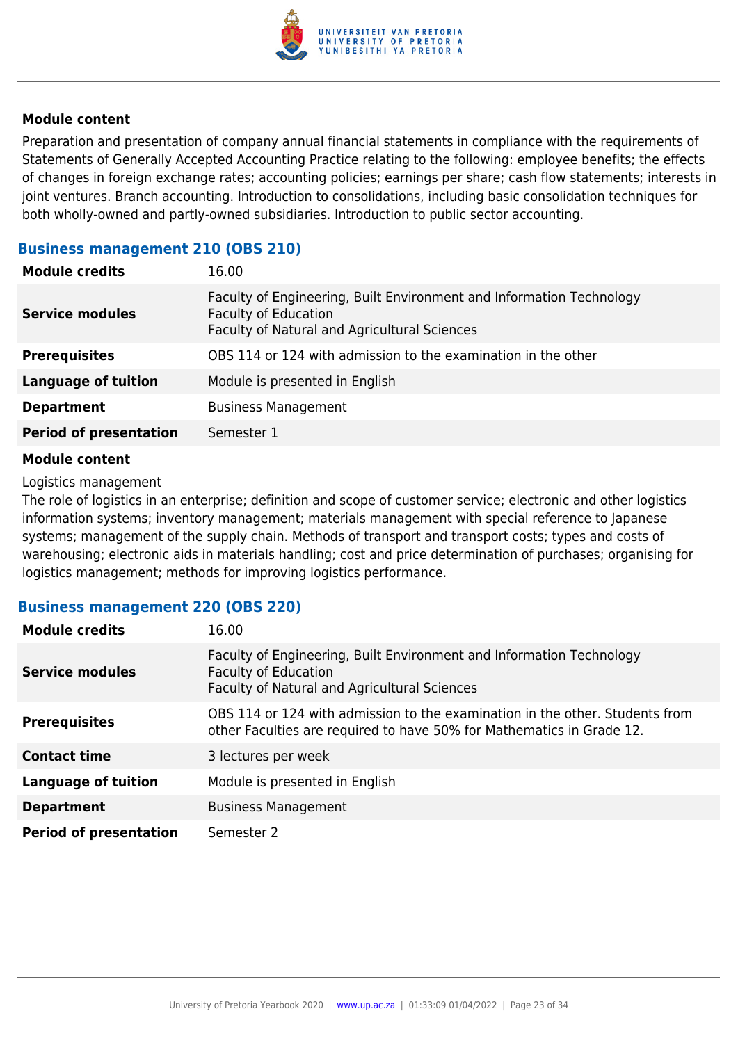**Module content**

Preparation and presentation of company annual financial statements in compliance with the requirements of Statements of Generally Accepted Accounting Practice relating to the following: employee benefits; the effects of changes in foreign exchange rates; accounting policies; earnings per share; cash flow statements; interests in joint ventures. Branch accounting. Introduction to consolidations, including basic consolidation techniques for both wholly-owned and partly-owned subsidiaries. Introduction to public sector accounting.

### Business management 210 (OBS 210)

| | |
|---|---|
| **Module credits** | 16.00 |
| **Service modules** | Faculty of Engineering, Built Environment and Information Technology<br>Faculty of Education<br>Faculty of Natural and Agricultural Sciences |
| **Prerequisites** | OBS 114 or 124 with admission to the examination in the other |
| **Language of tuition** | Module is presented in English |
| **Department** | Business Management |
| **Period of presentation** | Semester 1 |

**Module content**

Logistics management

The role of logistics in an enterprise; definition and scope of customer service; electronic and other logistics information systems; inventory management; materials management with special reference to Japanese systems; management of the supply chain. Methods of transport and transport costs; types and costs of warehousing; electronic aids in materials handling; cost and price determination of purchases; organising for logistics management; methods for improving logistics performance.

### Business management 220 (OBS 220)

| | |
|---|---|
| **Module credits** | 16.00 |
| **Service modules** | Faculty of Engineering, Built Environment and Information Technology<br>Faculty of Education<br>Faculty of Natural and Agricultural Sciences |
| **Prerequisites** | OBS 114 or 124 with admission to the examination in the other. Students from other Faculties are required to have 50% for Mathematics in Grade 12. |
| **Contact time** | 3 lectures per week |
| **Language of tuition** | Module is presented in English |
| **Department** | Business Management |
| **Period of presentation** | Semester 2 |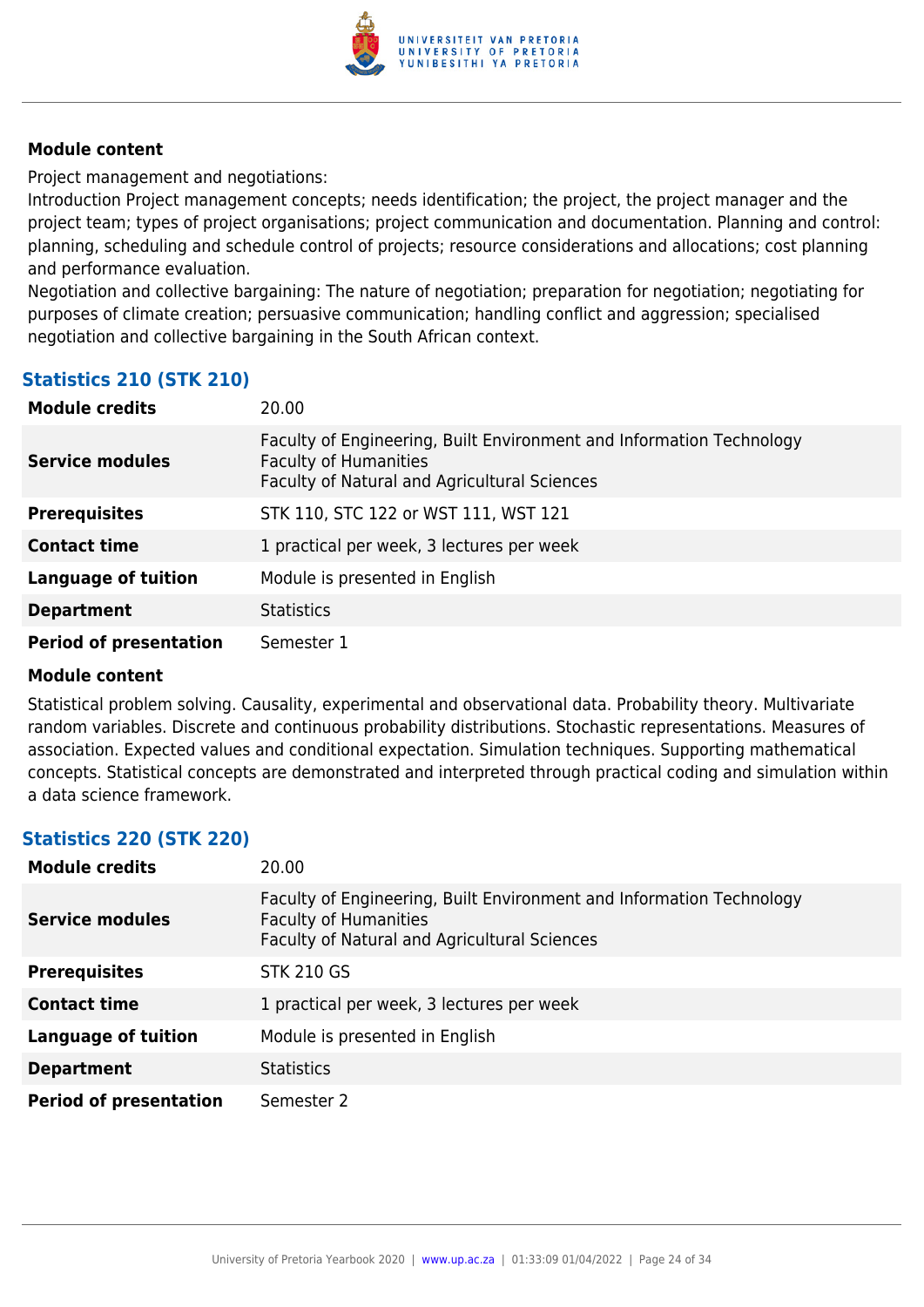#### Module content

Project management and negotiations:

Introduction Project management concepts; needs identification; the project, the project manager and the project team; types of project organisations; project communication and documentation. Planning and control: planning, scheduling and schedule control of projects; resource considerations and allocations; cost planning and performance evaluation.

Negotiation and collective bargaining: The nature of negotiation; preparation for negotiation; negotiating for purposes of climate creation; persuasive communication; handling conflict and aggression; specialised negotiation and collective bargaining in the South African context.

### Statistics 210 (STK 210)

| | |
|---|---|
| **Module credits** | 20.00 |
| **Service modules** | Faculty of Engineering, Built Environment and Information Technology<br>Faculty of Humanities<br>Faculty of Natural and Agricultural Sciences |
| **Prerequisites** | STK 110, STC 122 or WST 111, WST 121 |
| **Contact time** | 1 practical per week, 3 lectures per week |
| **Language of tuition** | Module is presented in English |
| **Department** | Statistics |
| **Period of presentation** | Semester 1 |

#### Module content

Statistical problem solving. Causality, experimental and observational data. Probability theory. Multivariate random variables. Discrete and continuous probability distributions. Stochastic representations. Measures of association. Expected values and conditional expectation. Simulation techniques. Supporting mathematical concepts. Statistical concepts are demonstrated and interpreted through practical coding and simulation within a data science framework.

### Statistics 220 (STK 220)

| | |
|---|---|
| **Module credits** | 20.00 |
| **Service modules** | Faculty of Engineering, Built Environment and Information Technology<br>Faculty of Humanities<br>Faculty of Natural and Agricultural Sciences |
| **Prerequisites** | STK 210 GS |
| **Contact time** | 1 practical per week, 3 lectures per week |
| **Language of tuition** | Module is presented in English |
| **Department** | Statistics |
| **Period of presentation** | Semester 2 |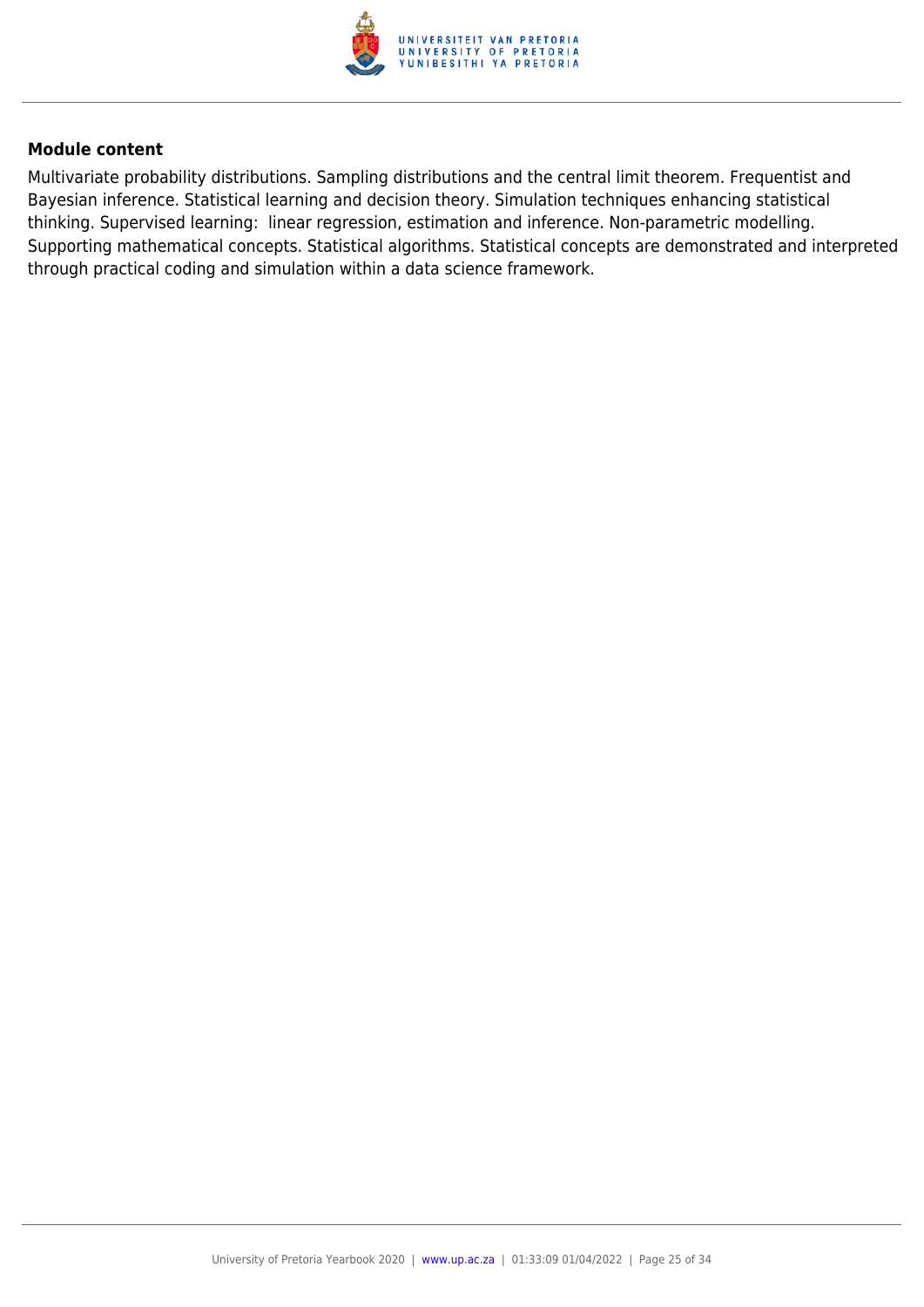**Module content**

Multivariate probability distributions. Sampling distributions and the central limit theorem. Frequentist and Bayesian inference. Statistical learning and decision theory. Simulation techniques enhancing statistical thinking. Supervised learning:  linear regression, estimation and inference. Non-parametric modelling. Supporting mathematical concepts. Statistical algorithms. Statistical concepts are demonstrated and interpreted through practical coding and simulation within a data science framework.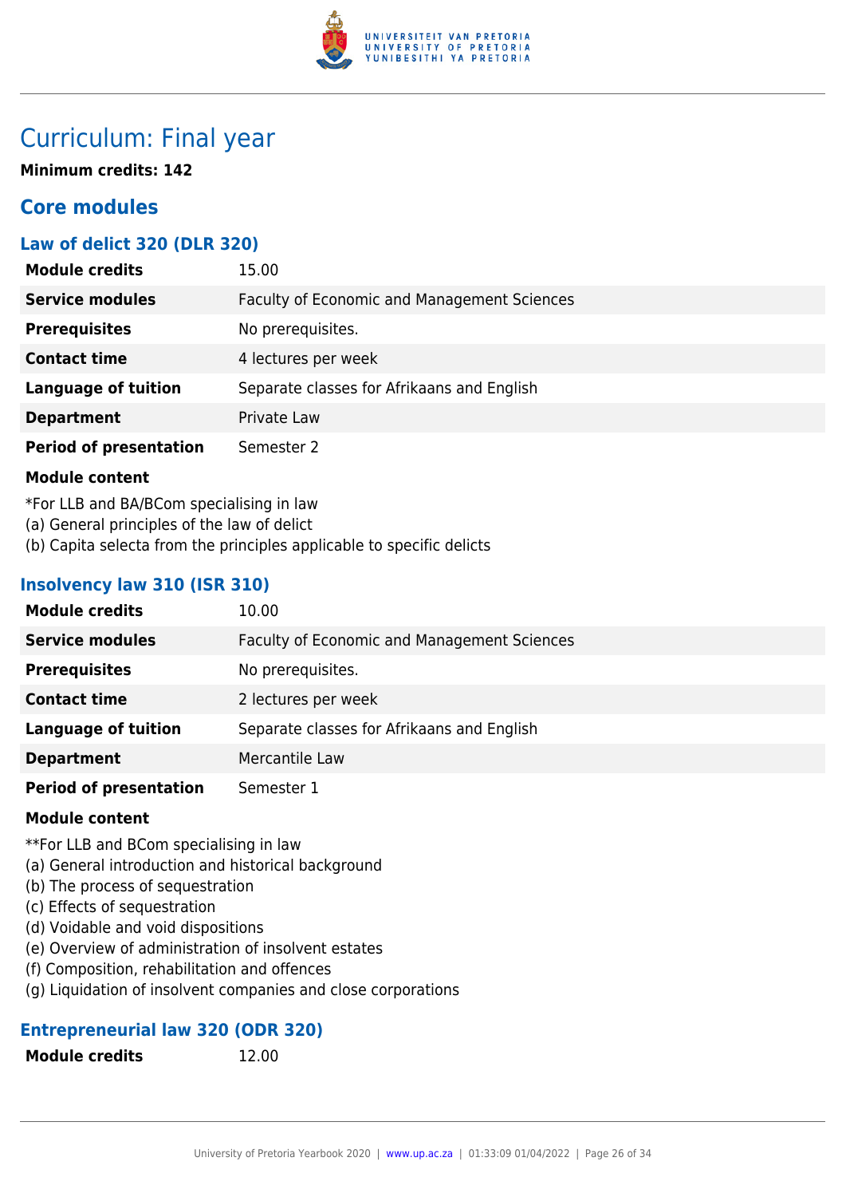# Curriculum: Final year

**Minimum credits: 142**

## Core modules

### Law of delict 320 (DLR 320)

| | |
|---|---|
| **Module credits** | 15.00 |
| **Service modules** | Faculty of Economic and Management Sciences |
| **Prerequisites** | No prerequisites. |
| **Contact time** | 4 lectures per week |
| **Language of tuition** | Separate classes for Afrikaans and English |
| **Department** | Private Law |
| **Period of presentation** | Semester 2 |

**Module content**

*For LLB and BA/BCom specialising in law
(a) General principles of the law of delict
(b) Capita selecta from the principles applicable to specific delicts

### Insolvency law 310 (ISR 310)

| | |
|---|---|
| **Module credits** | 10.00 |
| **Service modules** | Faculty of Economic and Management Sciences |
| **Prerequisites** | No prerequisites. |
| **Contact time** | 2 lectures per week |
| **Language of tuition** | Separate classes for Afrikaans and English |
| **Department** | Mercantile Law |
| **Period of presentation** | Semester 1 |

**Module content**

**For LLB and BCom specialising in law
(a) General introduction and historical background
(b) The process of sequestration
(c) Effects of sequestration
(d) Voidable and void dispositions
(e) Overview of administration of insolvent estates
(f) Composition, rehabilitation and offences
(g) Liquidation of insolvent companies and close corporations

### Entrepreneurial law 320 (ODR 320)

| | |
|---|---|
| **Module credits** | 12.00 |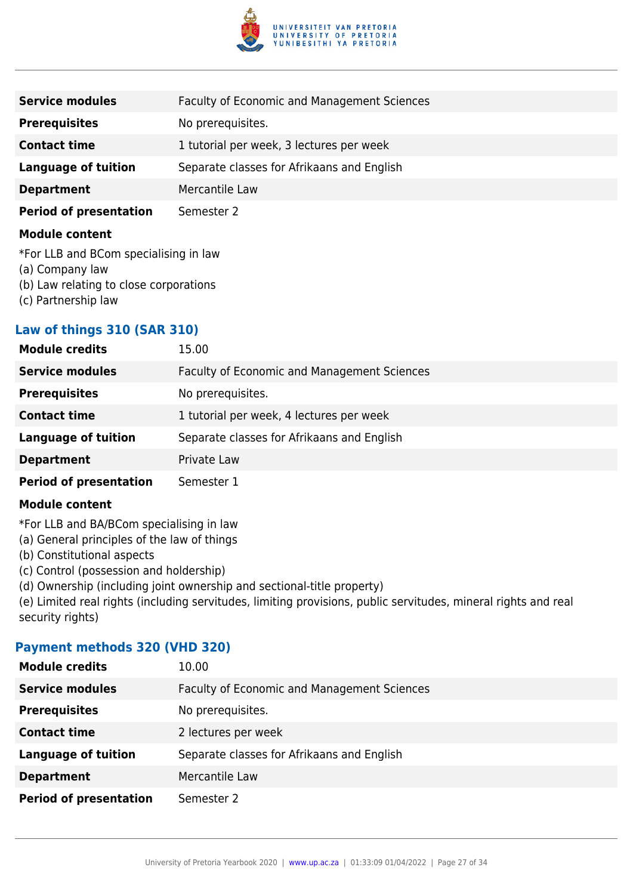| | |
|---|---|
| **Service modules** | Faculty of Economic and Management Sciences |
| **Prerequisites** | No prerequisites. |
| **Contact time** | 1 tutorial per week, 3 lectures per week |
| **Language of tuition** | Separate classes for Afrikaans and English |
| **Department** | Mercantile Law |
| **Period of presentation** | Semester 2 |

**Module content**

*For LLB and BCom specialising in law
(a) Company law
(b) Law relating to close corporations
(c) Partnership law

### Law of things 310 (SAR 310)

| | |
|---|---|
| **Module credits** | 15.00 |
| **Service modules** | Faculty of Economic and Management Sciences |
| **Prerequisites** | No prerequisites. |
| **Contact time** | 1 tutorial per week, 4 lectures per week |
| **Language of tuition** | Separate classes for Afrikaans and English |
| **Department** | Private Law |
| **Period of presentation** | Semester 1 |

**Module content**

*For LLB and BA/BCom specialising in law
(a) General principles of the law of things
(b) Constitutional aspects
(c) Control (possession and holdership)
(d) Ownership (including joint ownership and sectional-title property)
(e) Limited real rights (including servitudes, limiting provisions, public servitudes, mineral rights and real security rights)

### Payment methods 320 (VHD 320)

| | |
|---|---|
| **Module credits** | 10.00 |
| **Service modules** | Faculty of Economic and Management Sciences |
| **Prerequisites** | No prerequisites. |
| **Contact time** | 2 lectures per week |
| **Language of tuition** | Separate classes for Afrikaans and English |
| **Department** | Mercantile Law |
| **Period of presentation** | Semester 2 |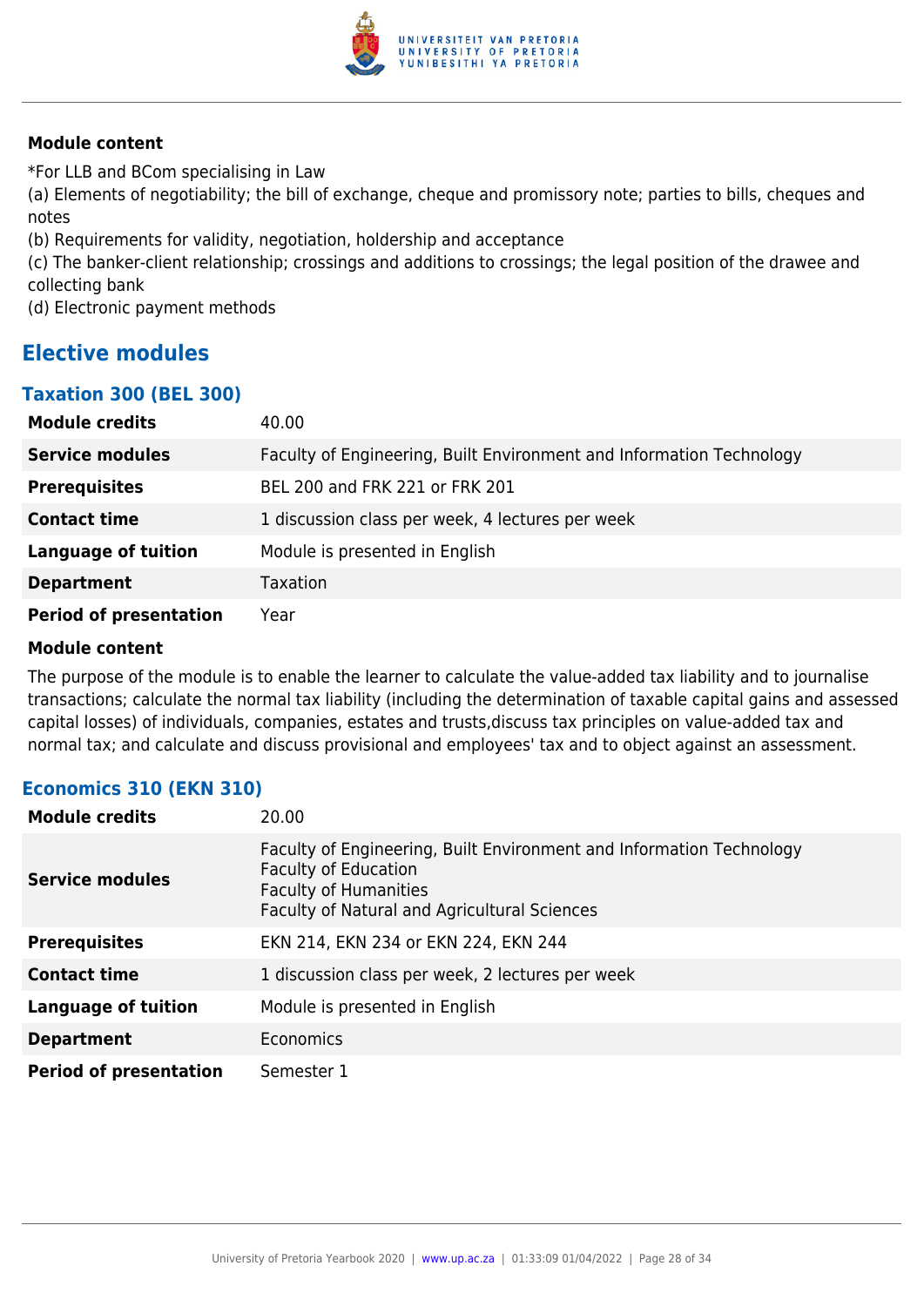**Module content**

*For LLB and BCom specialising in Law
(a) Elements of negotiability; the bill of exchange, cheque and promissory note; parties to bills, cheques and notes
(b) Requirements for validity, negotiation, holdership and acceptance
(c) The banker-client relationship; crossings and additions to crossings; the legal position of the drawee and collecting bank
(d) Electronic payment methods

## Elective modules

### Taxation 300 (BEL 300)

| | |
|---|---|
| **Module credits** | 40.00 |
| **Service modules** | Faculty of Engineering, Built Environment and Information Technology |
| **Prerequisites** | BEL 200 and FRK 221 or FRK 201 |
| **Contact time** | 1 discussion class per week, 4 lectures per week |
| **Language of tuition** | Module is presented in English |
| **Department** | Taxation |
| **Period of presentation** | Year |

**Module content**

The purpose of the module is to enable the learner to calculate the value-added tax liability and to journalise transactions; calculate the normal tax liability (including the determination of taxable capital gains and assessed capital losses) of individuals, companies, estates and trusts,discuss tax principles on value-added tax and normal tax; and calculate and discuss provisional and employees' tax and to object against an assessment.

### Economics 310 (EKN 310)

| | |
|---|---|
| **Module credits** | 20.00 |
| **Service modules** | Faculty of Engineering, Built Environment and Information Technology<br>Faculty of Education<br>Faculty of Humanities<br>Faculty of Natural and Agricultural Sciences |
| **Prerequisites** | EKN 214, EKN 234 or EKN 224, EKN 244 |
| **Contact time** | 1 discussion class per week, 2 lectures per week |
| **Language of tuition** | Module is presented in English |
| **Department** | Economics |
| **Period of presentation** | Semester 1 |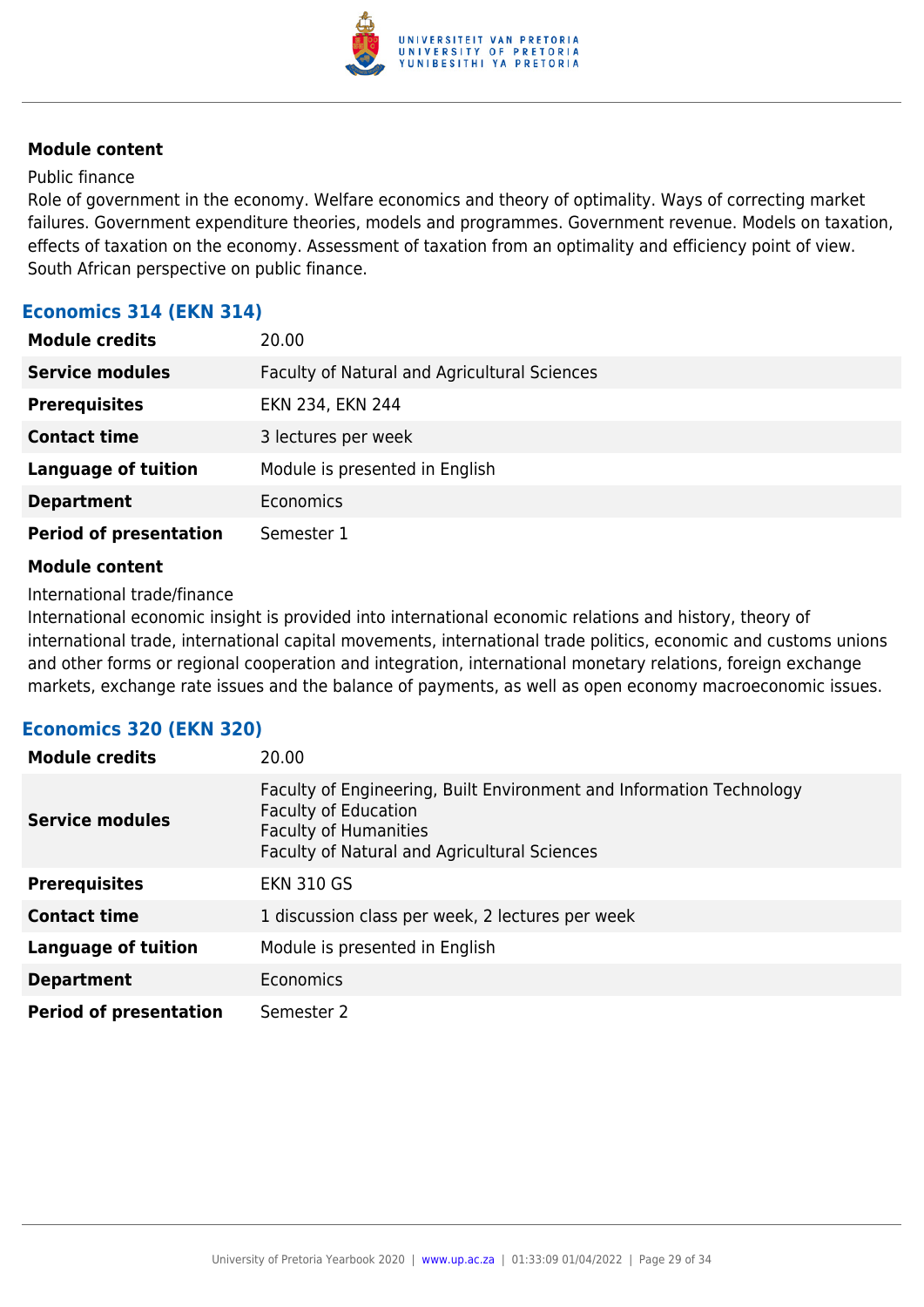#### Module content

Public finance

Role of government in the economy. Welfare economics and theory of optimality. Ways of correcting market failures. Government expenditure theories, models and programmes. Government revenue. Models on taxation, effects of taxation on the economy. Assessment of taxation from an optimality and efficiency point of view. South African perspective on public finance.

### Economics 314 (EKN 314)

| | |
|---|---|
| **Module credits** | 20.00 |
| **Service modules** | Faculty of Natural and Agricultural Sciences |
| **Prerequisites** | EKN 234, EKN 244 |
| **Contact time** | 3 lectures per week |
| **Language of tuition** | Module is presented in English |
| **Department** | Economics |
| **Period of presentation** | Semester 1 |

#### Module content

International trade/finance

International economic insight is provided into international economic relations and history, theory of international trade, international capital movements, international trade politics, economic and customs unions and other forms or regional cooperation and integration, international monetary relations, foreign exchange markets, exchange rate issues and the balance of payments, as well as open economy macroeconomic issues.

### Economics 320 (EKN 320)

| | |
|---|---|
| **Module credits** | 20.00 |
| **Service modules** | Faculty of Engineering, Built Environment and Information Technology<br>Faculty of Education<br>Faculty of Humanities<br>Faculty of Natural and Agricultural Sciences |
| **Prerequisites** | EKN 310 GS |
| **Contact time** | 1 discussion class per week, 2 lectures per week |
| **Language of tuition** | Module is presented in English |
| **Department** | Economics |
| **Period of presentation** | Semester 2 |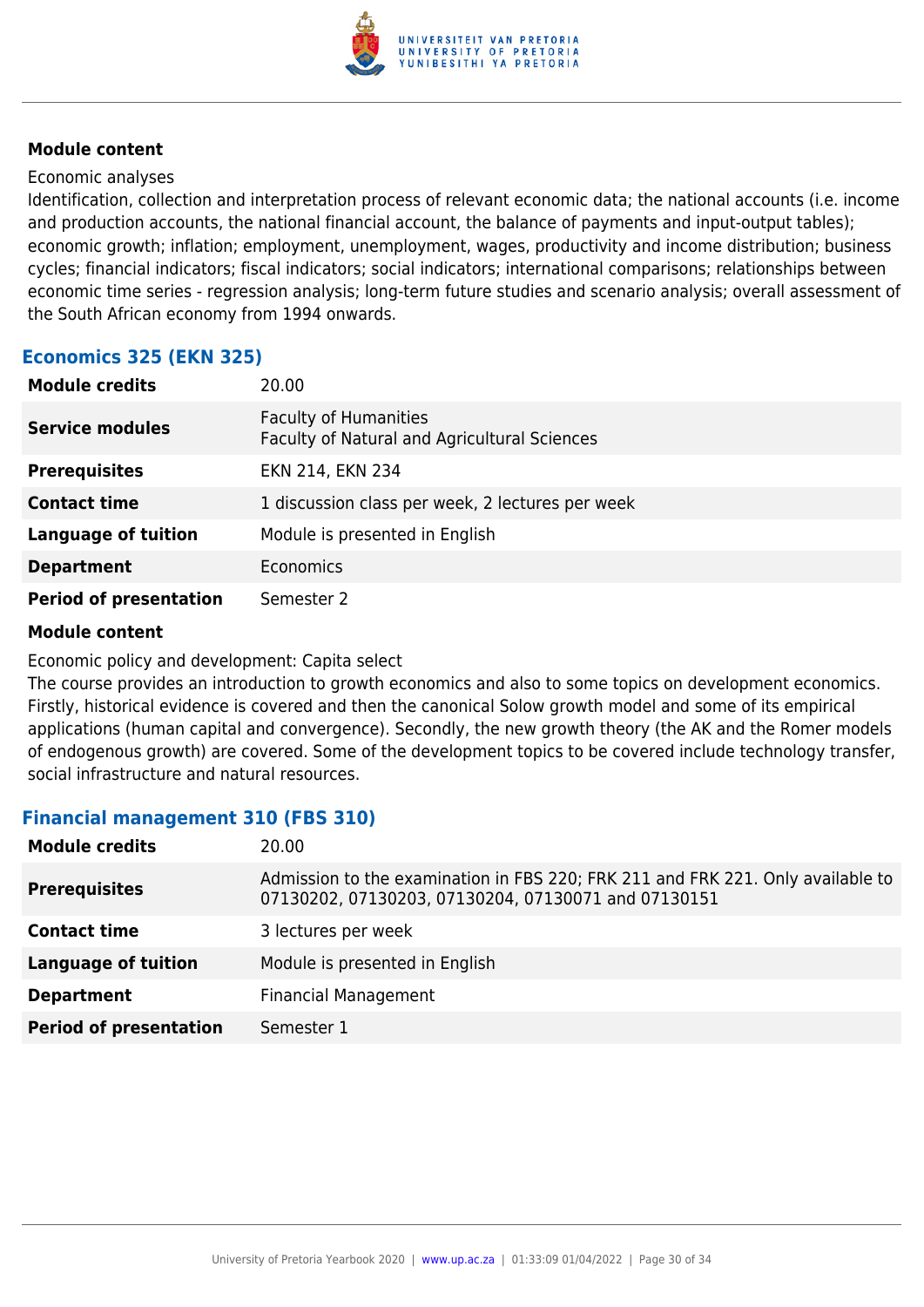**Module content**

Economic analyses

Identification, collection and interpretation process of relevant economic data; the national accounts (i.e. income and production accounts, the national financial account, the balance of payments and input-output tables); economic growth; inflation; employment, unemployment, wages, productivity and income distribution; business cycles; financial indicators; fiscal indicators; social indicators; international comparisons; relationships between economic time series - regression analysis; long-term future studies and scenario analysis; overall assessment of the South African economy from 1994 onwards.

### Economics 325 (EKN 325)

| | |
|---|---|
| **Module credits** | 20.00 |
| **Service modules** | Faculty of Humanities<br>Faculty of Natural and Agricultural Sciences |
| **Prerequisites** | EKN 214, EKN 234 |
| **Contact time** | 1 discussion class per week, 2 lectures per week |
| **Language of tuition** | Module is presented in English |
| **Department** | Economics |
| **Period of presentation** | Semester 2 |

**Module content**

Economic policy and development: Capita select

The course provides an introduction to growth economics and also to some topics on development economics. Firstly, historical evidence is covered and then the canonical Solow growth model and some of its empirical applications (human capital and convergence). Secondly, the new growth theory (the AK and the Romer models of endogenous growth) are covered. Some of the development topics to be covered include technology transfer, social infrastructure and natural resources.

### Financial management 310 (FBS 310)

| | |
|---|---|
| **Module credits** | 20.00 |
| **Prerequisites** | Admission to the examination in FBS 220; FRK 211 and FRK 221. Only available to 07130202, 07130203, 07130204, 07130071 and 07130151 |
| **Contact time** | 3 lectures per week |
| **Language of tuition** | Module is presented in English |
| **Department** | Financial Management |
| **Period of presentation** | Semester 1 |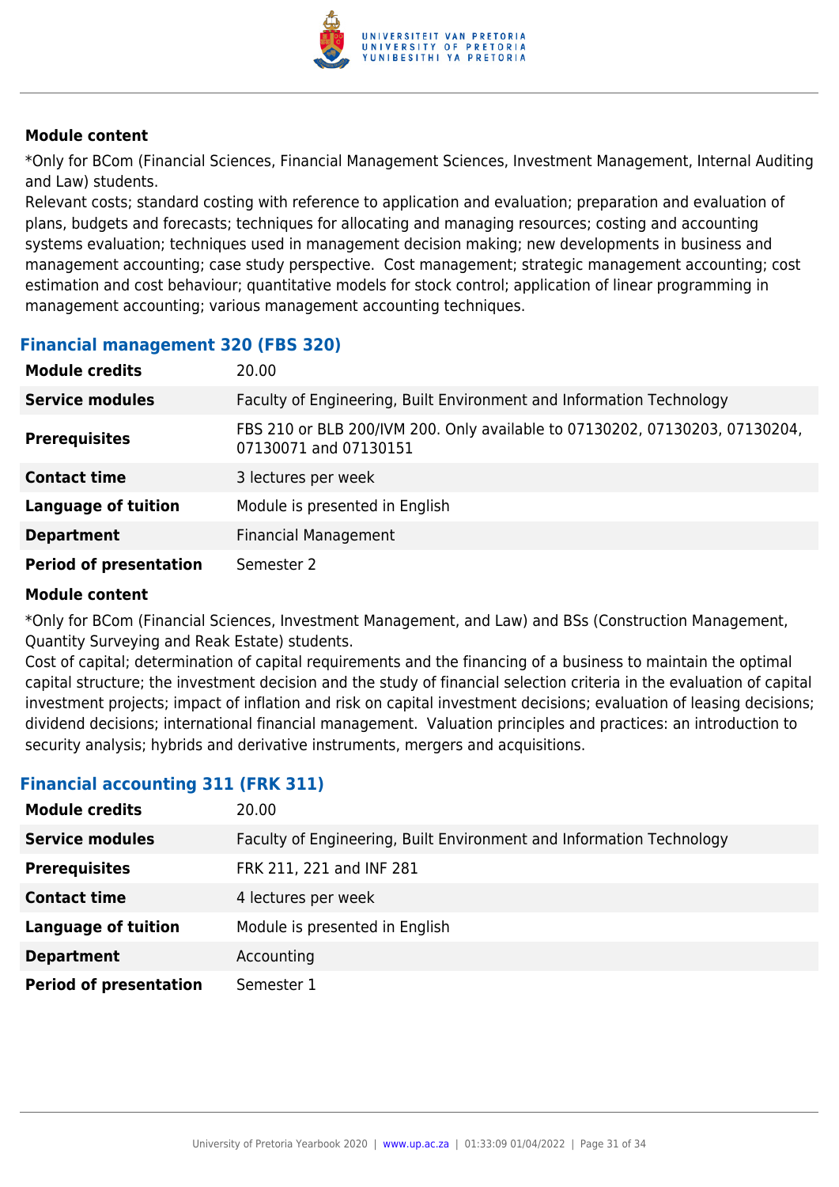#### Module content

*Only for BCom (Financial Sciences, Financial Management Sciences, Investment Management, Internal Auditing and Law) students.
Relevant costs; standard costing with reference to application and evaluation; preparation and evaluation of plans, budgets and forecasts; techniques for allocating and managing resources; costing and accounting systems evaluation; techniques used in management decision making; new developments in business and management accounting; case study perspective. Cost management; strategic management accounting; cost estimation and cost behaviour; quantitative models for stock control; application of linear programming in management accounting; various management accounting techniques.

### Financial management 320 (FBS 320)

| | |
|---|---|
| **Module credits** | 20.00 |
| **Service modules** | Faculty of Engineering, Built Environment and Information Technology |
| **Prerequisites** | FBS 210 or BLB 200/IVM 200. Only available to 07130202, 07130203, 07130204, 07130071 and 07130151 |
| **Contact time** | 3 lectures per week |
| **Language of tuition** | Module is presented in English |
| **Department** | Financial Management |
| **Period of presentation** | Semester 2 |

#### Module content

*Only for BCom (Financial Sciences, Investment Management, and Law) and BSs (Construction Management, Quantity Surveying and Reak Estate) students.
Cost of capital; determination of capital requirements and the financing of a business to maintain the optimal capital structure; the investment decision and the study of financial selection criteria in the evaluation of capital investment projects; impact of inflation and risk on capital investment decisions; evaluation of leasing decisions; dividend decisions; international financial management. Valuation principles and practices: an introduction to security analysis; hybrids and derivative instruments, mergers and acquisitions.

### Financial accounting 311 (FRK 311)

| | |
|---|---|
| **Module credits** | 20.00 |
| **Service modules** | Faculty of Engineering, Built Environment and Information Technology |
| **Prerequisites** | FRK 211, 221 and INF 281 |
| **Contact time** | 4 lectures per week |
| **Language of tuition** | Module is presented in English |
| **Department** | Accounting |
| **Period of presentation** | Semester 1 |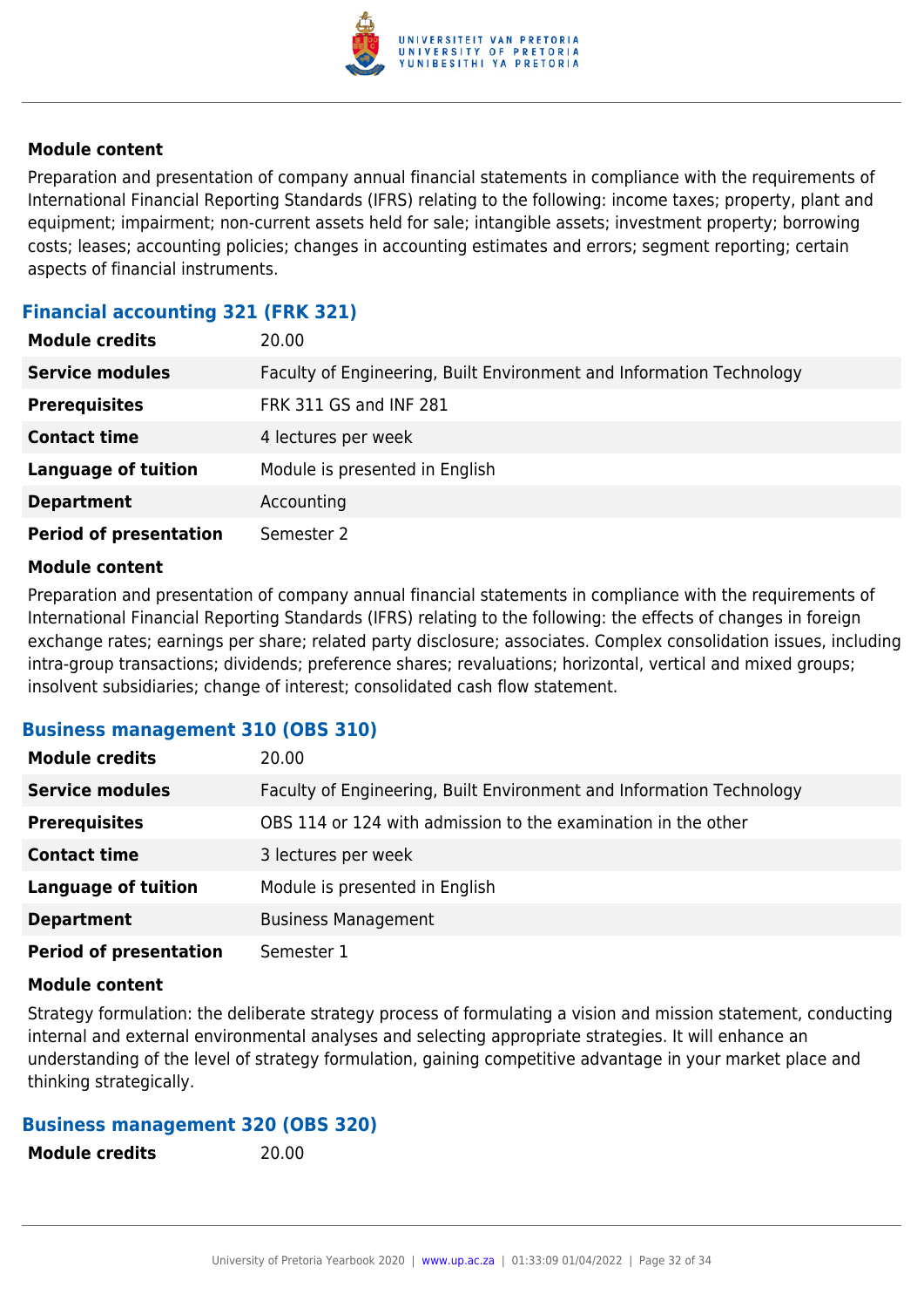#### Module content

Preparation and presentation of company annual financial statements in compliance with the requirements of International Financial Reporting Standards (IFRS) relating to the following: income taxes; property, plant and equipment; impairment; non-current assets held for sale; intangible assets; investment property; borrowing costs; leases; accounting policies; changes in accounting estimates and errors; segment reporting; certain aspects of financial instruments.

### Financial accounting 321 (FRK 321)

| | |
|---|---|
| **Module credits** | 20.00 |
| **Service modules** | Faculty of Engineering, Built Environment and Information Technology |
| **Prerequisites** | FRK 311 GS and INF 281 |
| **Contact time** | 4 lectures per week |
| **Language of tuition** | Module is presented in English |
| **Department** | Accounting |
| **Period of presentation** | Semester 2 |

#### Module content

Preparation and presentation of company annual financial statements in compliance with the requirements of International Financial Reporting Standards (IFRS) relating to the following: the effects of changes in foreign exchange rates; earnings per share; related party disclosure; associates. Complex consolidation issues, including intra-group transactions; dividends; preference shares; revaluations; horizontal, vertical and mixed groups; insolvent subsidiaries; change of interest; consolidated cash flow statement.

### Business management 310 (OBS 310)

| | |
|---|---|
| **Module credits** | 20.00 |
| **Service modules** | Faculty of Engineering, Built Environment and Information Technology |
| **Prerequisites** | OBS 114 or 124 with admission to the examination in the other |
| **Contact time** | 3 lectures per week |
| **Language of tuition** | Module is presented in English |
| **Department** | Business Management |
| **Period of presentation** | Semester 1 |

#### Module content

Strategy formulation: the deliberate strategy process of formulating a vision and mission statement, conducting internal and external environmental analyses and selecting appropriate strategies. It will enhance an understanding of the level of strategy formulation, gaining competitive advantage in your market place and thinking strategically.

### Business management 320 (OBS 320)

| | |
|---|---|
| **Module credits** | 20.00 |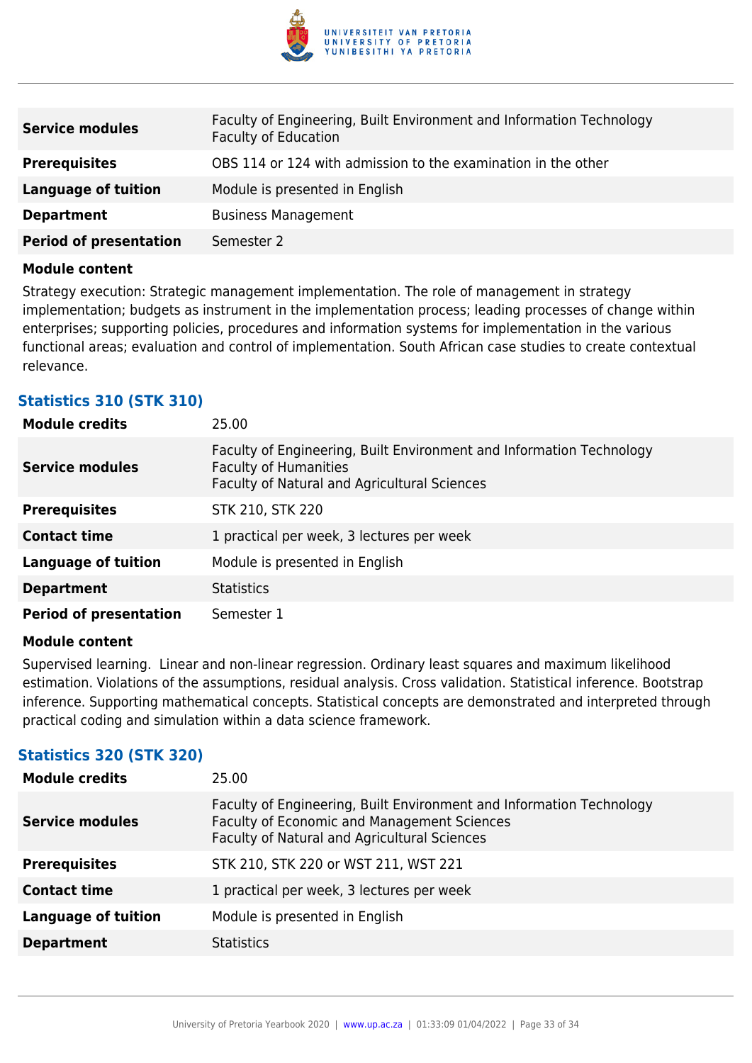| | |
|---|---|
| **Service modules** | Faculty of Engineering, Built Environment and Information Technology<br>Faculty of Education |
| **Prerequisites** | OBS 114 or 124 with admission to the examination in the other |
| **Language of tuition** | Module is presented in English |
| **Department** | Business Management |
| **Period of presentation** | Semester 2 |

**Module content**

Strategy execution: Strategic management implementation. The role of management in strategy implementation; budgets as instrument in the implementation process; leading processes of change within enterprises; supporting policies, procedures and information systems for implementation in the various functional areas; evaluation and control of implementation. South African case studies to create contextual relevance.

### Statistics 310 (STK 310)

| | |
|---|---|
| **Module credits** | 25.00 |
| **Service modules** | Faculty of Engineering, Built Environment and Information Technology<br>Faculty of Humanities<br>Faculty of Natural and Agricultural Sciences |
| **Prerequisites** | STK 210, STK 220 |
| **Contact time** | 1 practical per week, 3 lectures per week |
| **Language of tuition** | Module is presented in English |
| **Department** | Statistics |
| **Period of presentation** | Semester 1 |

**Module content**

Supervised learning. Linear and non-linear regression. Ordinary least squares and maximum likelihood estimation. Violations of the assumptions, residual analysis. Cross validation. Statistical inference. Bootstrap inference. Supporting mathematical concepts. Statistical concepts are demonstrated and interpreted through practical coding and simulation within a data science framework.

### Statistics 320 (STK 320)

| | |
|---|---|
| **Module credits** | 25.00 |
| **Service modules** | Faculty of Engineering, Built Environment and Information Technology<br>Faculty of Economic and Management Sciences<br>Faculty of Natural and Agricultural Sciences |
| **Prerequisites** | STK 210, STK 220 or WST 211, WST 221 |
| **Contact time** | 1 practical per week, 3 lectures per week |
| **Language of tuition** | Module is presented in English |
| **Department** | Statistics |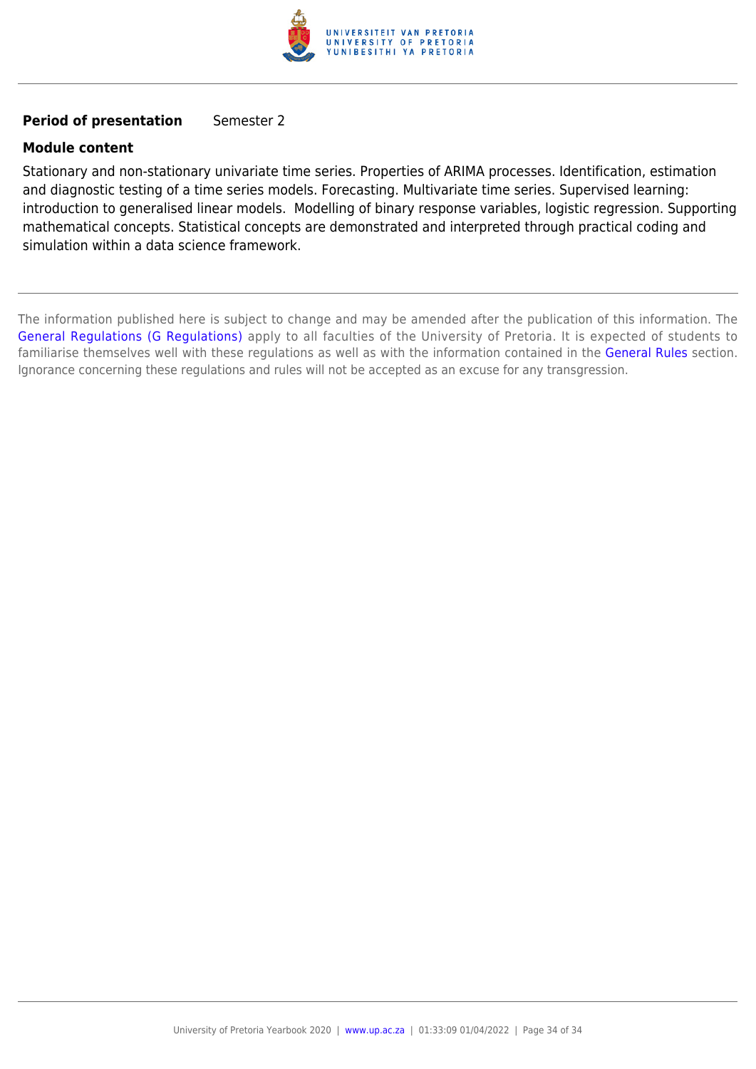**Period of presentation** Semester 2

**Module content**

Stationary and non-stationary univariate time series. Properties of ARIMA processes. Identification, estimation and diagnostic testing of a time series models. Forecasting. Multivariate time series. Supervised learning: introduction to generalised linear models. Modelling of binary response variables, logistic regression. Supporting mathematical concepts. Statistical concepts are demonstrated and interpreted through practical coding and simulation within a data science framework.

---

The information published here is subject to change and may be amended after the publication of this information. The General Regulations (G Regulations) apply to all faculties of the University of Pretoria. It is expected of students to familiarise themselves well with these regulations as well as with the information contained in the General Rules section. Ignorance concerning these regulations and rules will not be accepted as an excuse for any transgression.